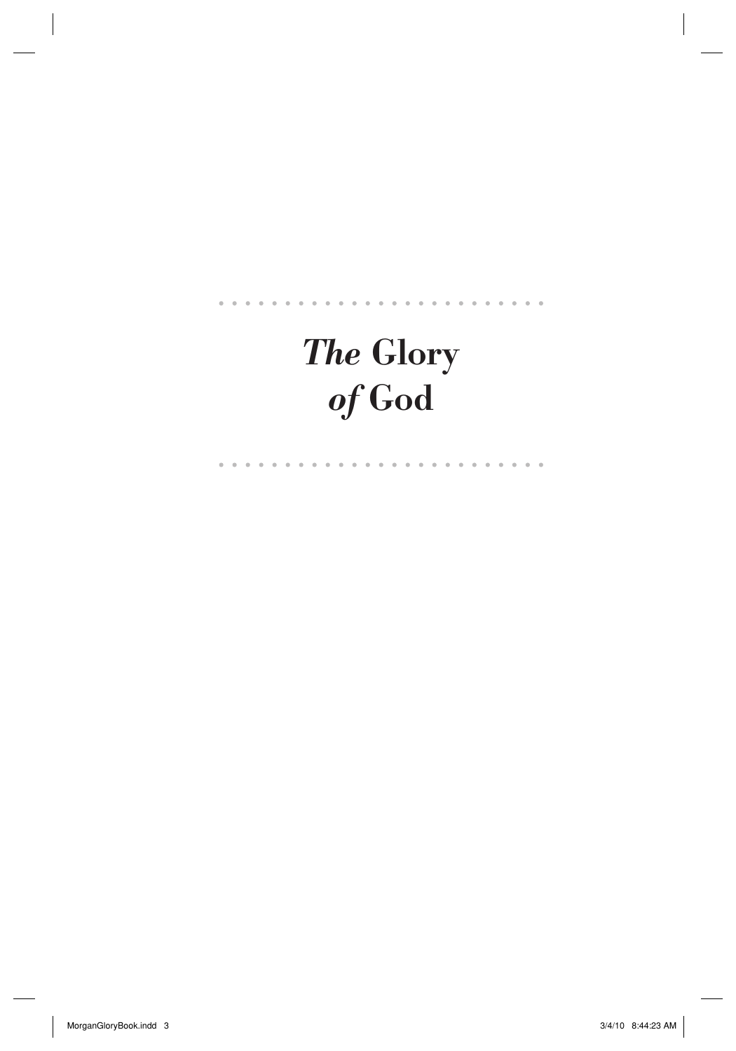# *The* Glory *of* God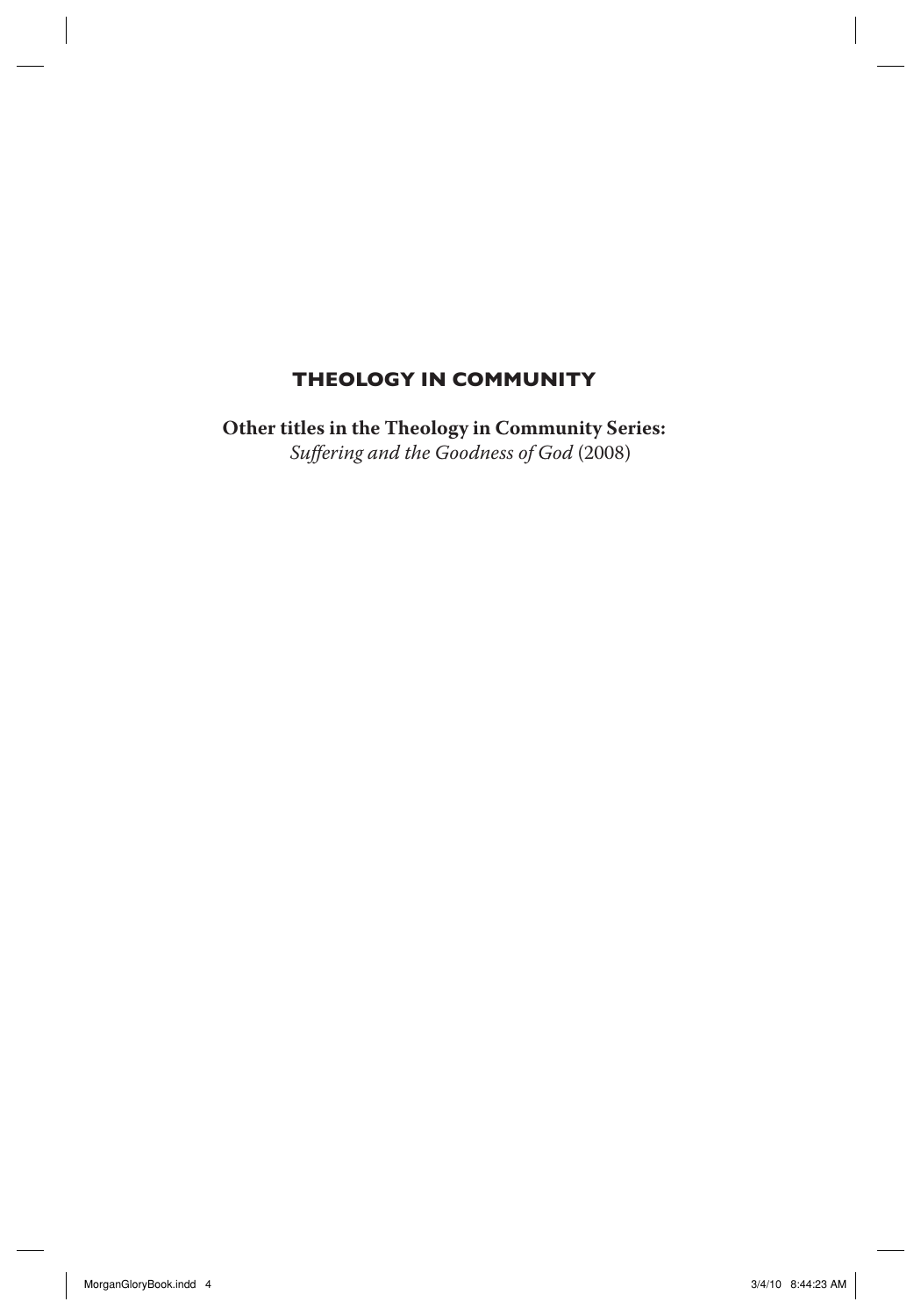# THEOLOGY IN COMMUNITY

**Other titles in the Theology in Community Series:**
*Suffering and the Goodness of God* (2008)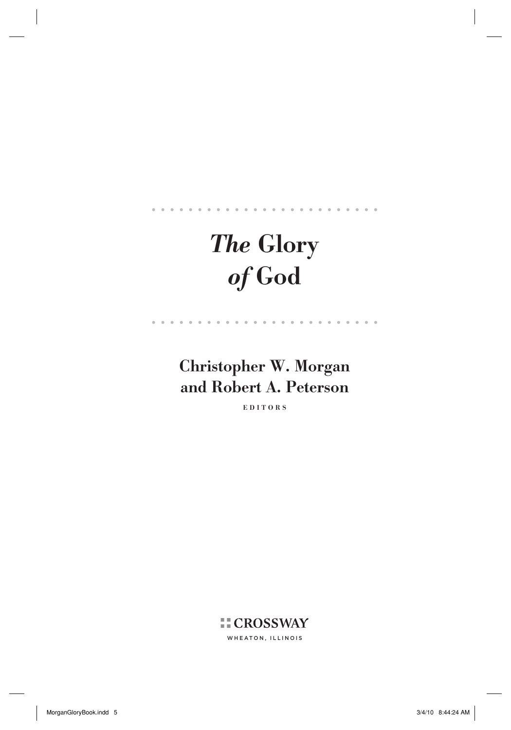# *The* Glory *of* God

**Christopher W. Morgan and Robert A. Peterson**

EDITORS

CROSSWAY

WHEATON, ILLINOIS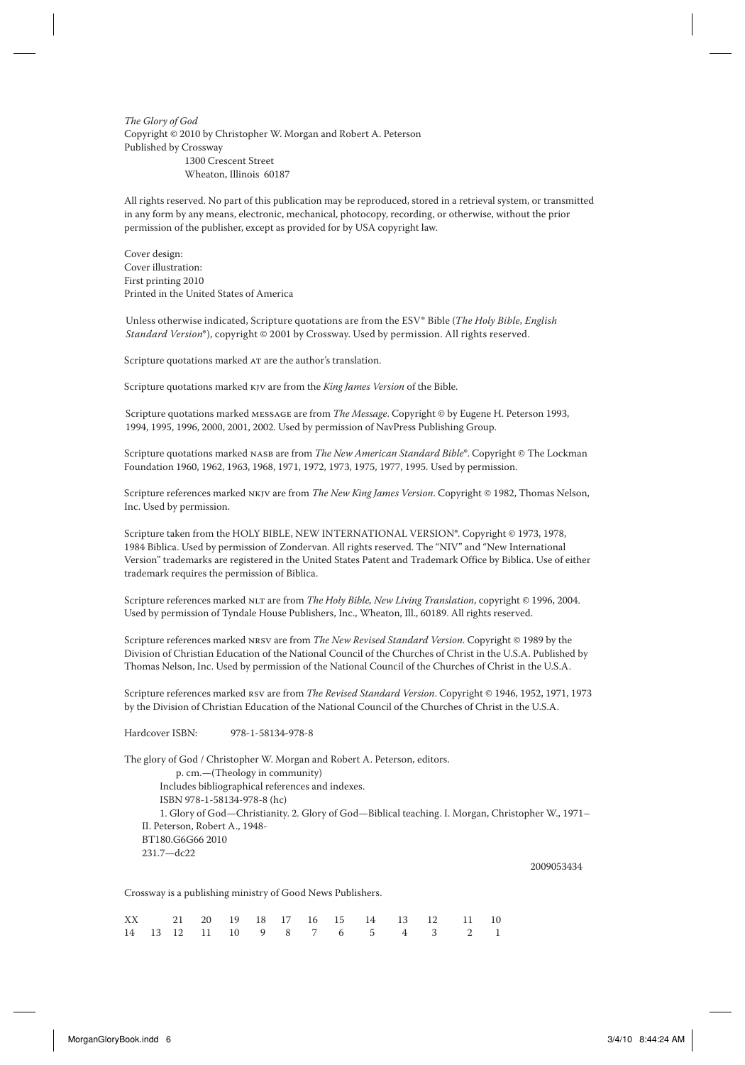*The Glory of God*
Copyright © 2010 by Christopher W. Morgan and Robert A. Peterson
Published by Crossway
1300 Crescent Street
Wheaton, Illinois 60187

All rights reserved. No part of this publication may be reproduced, stored in a retrieval system, or transmitted in any form by any means, electronic, mechanical, photocopy, recording, or otherwise, without the prior permission of the publisher, except as provided for by USA copyright law.

Cover design:
Cover illustration:
First printing 2010
Printed in the United States of America

Unless otherwise indicated, Scripture quotations are from the ESV® Bible (*The Holy Bible, English Standard Version*®), copyright © 2001 by Crossway. Used by permission. All rights reserved.

Scripture quotations marked AT are the author's translation.

Scripture quotations marked KJV are from the *King James Version* of the Bible.

Scripture quotations marked MESSAGE are from *The Message*. Copyright © by Eugene H. Peterson 1993, 1994, 1995, 1996, 2000, 2001, 2002. Used by permission of NavPress Publishing Group.

Scripture quotations marked NASB are from *The New American Standard Bible*®. Copyright © The Lockman Foundation 1960, 1962, 1963, 1968, 1971, 1972, 1973, 1975, 1977, 1995. Used by permission.

Scripture references marked NKJV are from *The New King James Version*. Copyright © 1982, Thomas Nelson, Inc. Used by permission.

Scripture taken from the HOLY BIBLE, NEW INTERNATIONAL VERSION®. Copyright © 1973, 1978, 1984 Biblica. Used by permission of Zondervan. All rights reserved. The "NIV" and "New International Version" trademarks are registered in the United States Patent and Trademark Office by Biblica. Use of either trademark requires the permission of Biblica.

Scripture references marked NLT are from *The Holy Bible, New Living Translation*, copyright © 1996, 2004. Used by permission of Tyndale House Publishers, Inc., Wheaton, Ill., 60189. All rights reserved.

Scripture references marked NRSV are from *The New Revised Standard Version*. Copyright © 1989 by the Division of Christian Education of the National Council of the Churches of Christ in the U.S.A. Published by Thomas Nelson, Inc. Used by permission of the National Council of the Churches of Christ in the U.S.A.

Scripture references marked RSV are from *The Revised Standard Version*. Copyright © 1946, 1952, 1971, 1973 by the Division of Christian Education of the National Council of the Churches of Christ in the U.S.A.

Hardcover ISBN: 978-1-58134-978-8

The glory of God / Christopher W. Morgan and Robert A. Peterson, editors.
p. cm.—(Theology in community)
Includes bibliographical references and indexes.
ISBN 978-1-58134-978-8 (hc)
1. Glory of God—Christianity. 2. Glory of God—Biblical teaching. I. Morgan, Christopher W., 1971–
II. Peterson, Robert A., 1948-
BT180.G6G66 2010
231.7—dc22

2009053434

Crossway is a publishing ministry of Good News Publishers.

XX 21 20 19 18 17 16 15 14 13 12 11 10
14 13 12 11 10 9 8 7 6 5 4 3 2 1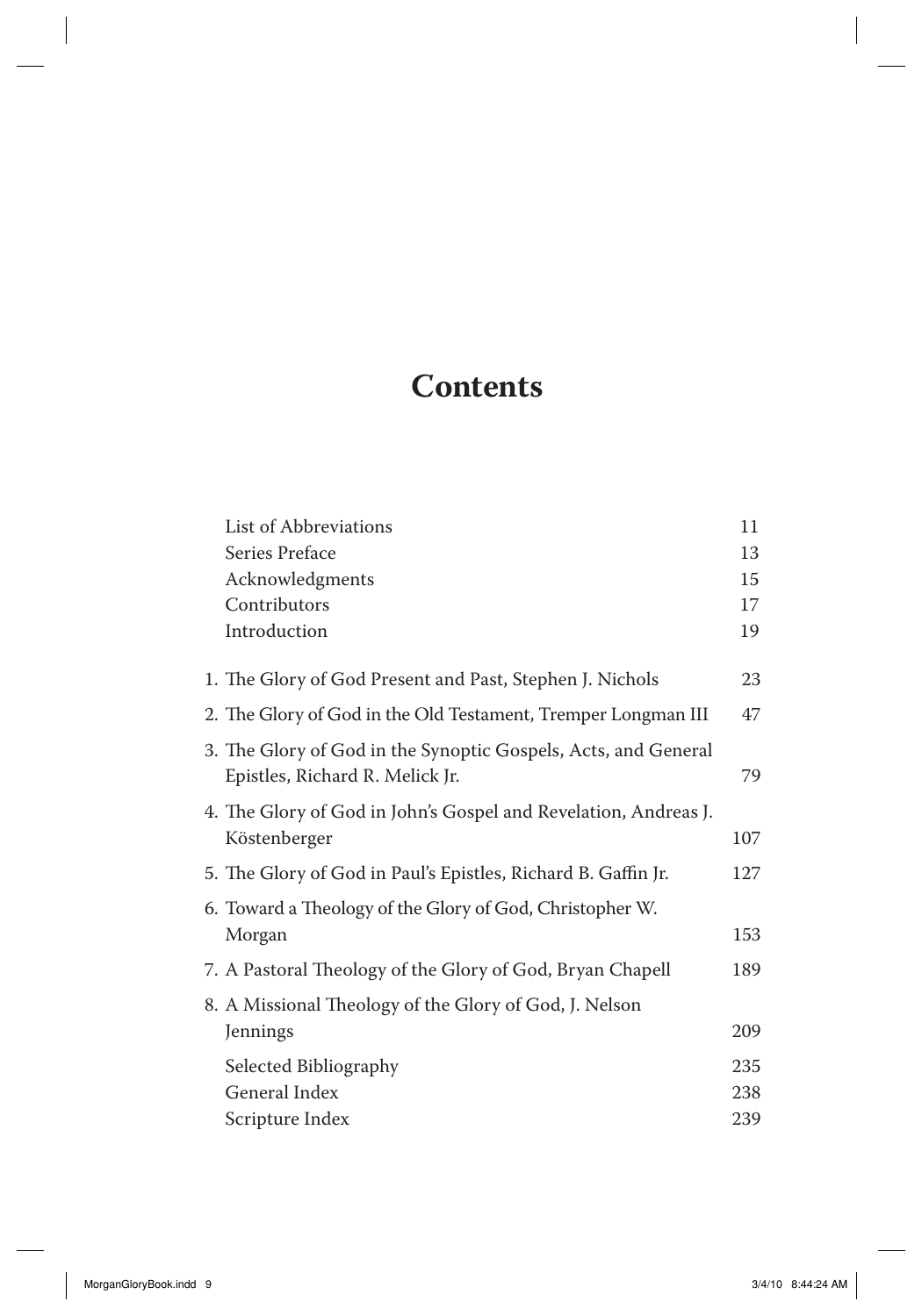# Contents

| | |
|---|---|
| List of Abbreviations | 11 |
| Series Preface | 13 |
| Acknowledgments | 15 |
| Contributors | 17 |
| Introduction | 19 |
| 1. The Glory of God Present and Past, Stephen J. Nichols | 23 |
| 2. The Glory of God in the Old Testament, Tremper Longman III | 47 |
| 3. The Glory of God in the Synoptic Gospels, Acts, and General Epistles, Richard R. Melick Jr. | 79 |
| 4. The Glory of God in John's Gospel and Revelation, Andreas J. Köstenberger | 107 |
| 5. The Glory of God in Paul's Epistles, Richard B. Gaffin Jr. | 127 |
| 6. Toward a Theology of the Glory of God, Christopher W. Morgan | 153 |
| 7. A Pastoral Theology of the Glory of God, Bryan Chapell | 189 |
| 8. A Missional Theology of the Glory of God, J. Nelson Jennings | 209 |
| Selected Bibliography | 235 |
| General Index | 238 |
| Scripture Index | 239 |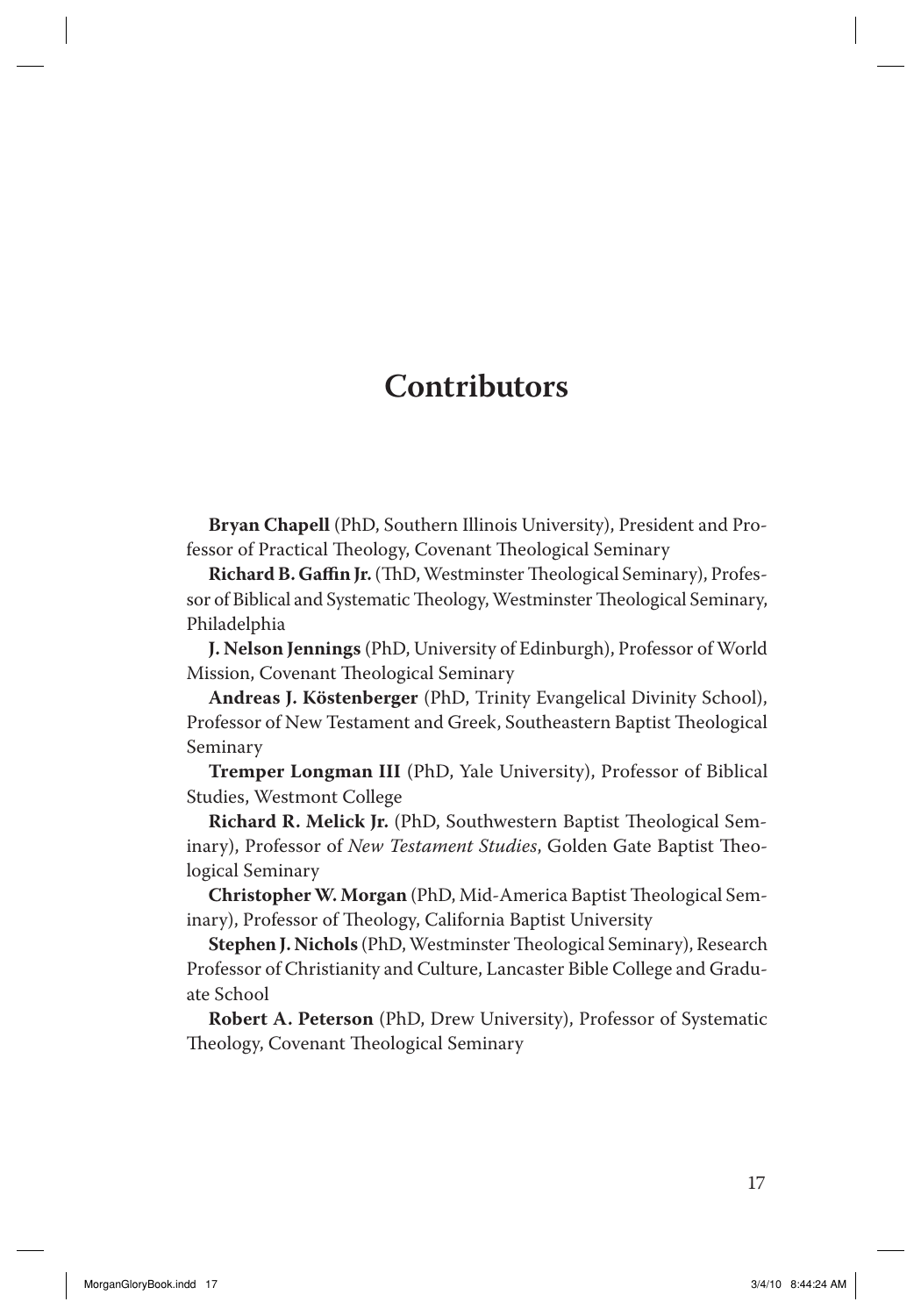# Contributors

**Bryan Chapell** (PhD, Southern Illinois University), President and Professor of Practical Theology, Covenant Theological Seminary

**Richard B. Gaffin Jr.** (ThD, Westminster Theological Seminary), Professor of Biblical and Systematic Theology, Westminster Theological Seminary, Philadelphia

**J. Nelson Jennings** (PhD, University of Edinburgh), Professor of World Mission, Covenant Theological Seminary

**Andreas J. Köstenberger** (PhD, Trinity Evangelical Divinity School), Professor of New Testament and Greek, Southeastern Baptist Theological Seminary

**Tremper Longman III** (PhD, Yale University), Professor of Biblical Studies, Westmont College

**Richard R. Melick Jr.** (PhD, Southwestern Baptist Theological Seminary), Professor of *New Testament Studies*, Golden Gate Baptist Theological Seminary

**Christopher W. Morgan** (PhD, Mid-America Baptist Theological Seminary), Professor of Theology, California Baptist University

**Stephen J. Nichols** (PhD, Westminster Theological Seminary), Research Professor of Christianity and Culture, Lancaster Bible College and Graduate School

**Robert A. Peterson** (PhD, Drew University), Professor of Systematic Theology, Covenant Theological Seminary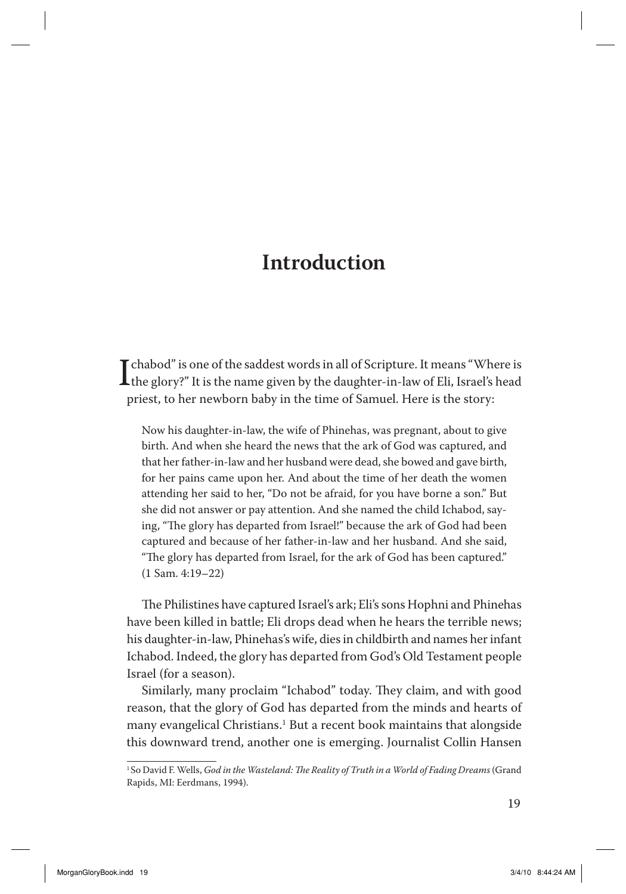# Introduction

"Ichabod" is one of the saddest words in all of Scripture. It means "Where is the glory?" It is the name given by the daughter-in-law of Eli, Israel's head priest, to her newborn baby in the time of Samuel. Here is the story:

> Now his daughter-in-law, the wife of Phinehas, was pregnant, about to give birth. And when she heard the news that the ark of God was captured, and that her father-in-law and her husband were dead, she bowed and gave birth, for her pains came upon her. And about the time of her death the women attending her said to her, "Do not be afraid, for you have borne a son." But she did not answer or pay attention. And she named the child Ichabod, saying, "The glory has departed from Israel!" because the ark of God had been captured and because of her father-in-law and her husband. And she said, "The glory has departed from Israel, for the ark of God has been captured." (1 Sam. 4:19–22)

The Philistines have captured Israel's ark; Eli's sons Hophni and Phinehas have been killed in battle; Eli drops dead when he hears the terrible news; his daughter-in-law, Phinehas's wife, dies in childbirth and names her infant Ichabod. Indeed, the glory has departed from God's Old Testament people Israel (for a season).

Similarly, many proclaim "Ichabod" today. They claim, and with good reason, that the glory of God has departed from the minds and hearts of many evangelical Christians.[1] But a recent book maintains that alongside this downward trend, another one is emerging. Journalist Collin Hansen

[1] So David F. Wells, *God in the Wasteland: The Reality of Truth in a World of Fading Dreams* (Grand Rapids, MI: Eerdmans, 1994).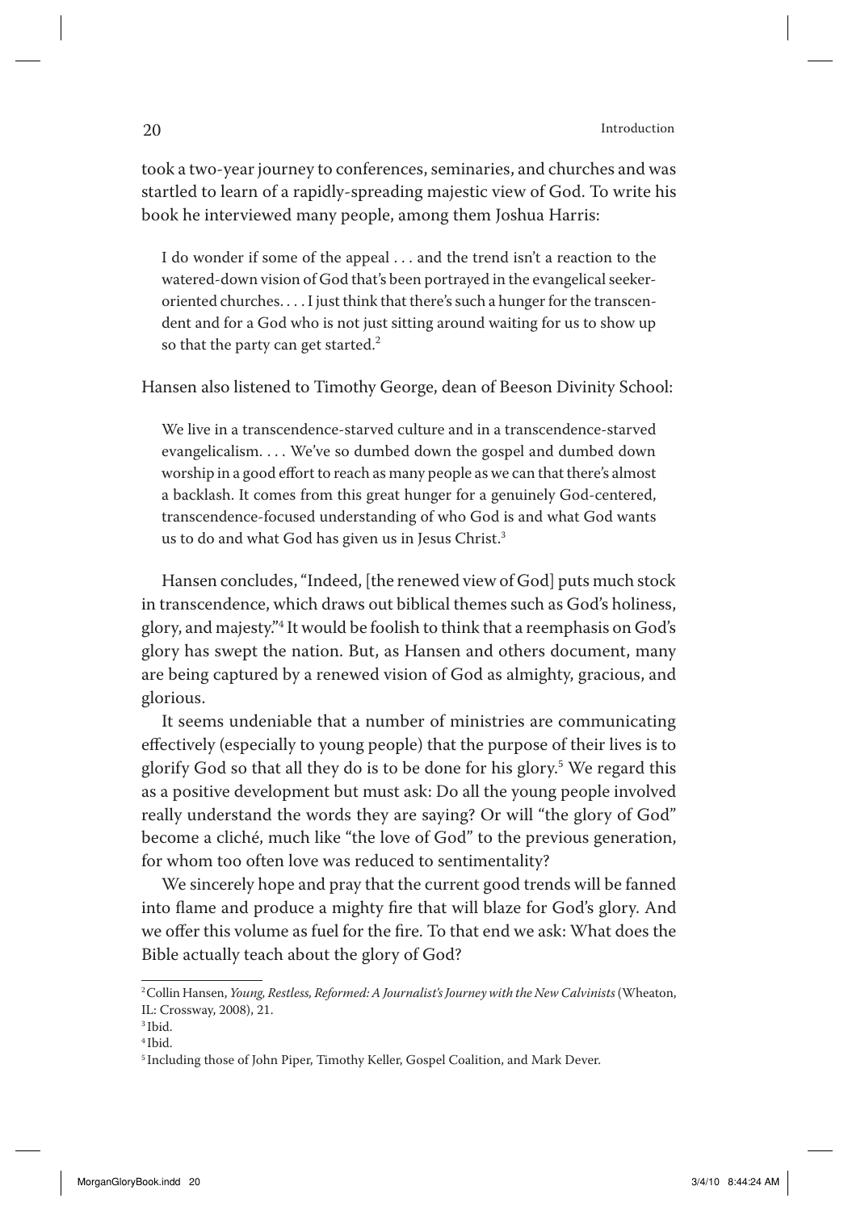took a two-year journey to conferences, seminaries, and churches and was startled to learn of a rapidly-spreading majestic view of God. To write his book he interviewed many people, among them Joshua Harris:

> I do wonder if some of the appeal . . . and the trend isn't a reaction to the watered-down vision of God that's been portrayed in the evangelical seeker-oriented churches. . . . I just think that there's such a hunger for the transcendent and for a God who is not just sitting around waiting for us to show up so that the party can get started.[2]

Hansen also listened to Timothy George, dean of Beeson Divinity School:

> We live in a transcendence-starved culture and in a transcendence-starved evangelicalism. . . . We've so dumbed down the gospel and dumbed down worship in a good effort to reach as many people as we can that there's almost a backlash. It comes from this great hunger for a genuinely God-centered, transcendence-focused understanding of who God is and what God wants us to do and what God has given us in Jesus Christ.[3]

Hansen concludes, "Indeed, [the renewed view of God] puts much stock in transcendence, which draws out biblical themes such as God's holiness, glory, and majesty."[4] It would be foolish to think that a reemphasis on God's glory has swept the nation. But, as Hansen and others document, many are being captured by a renewed vision of God as almighty, gracious, and glorious.

It seems undeniable that a number of ministries are communicating effectively (especially to young people) that the purpose of their lives is to glorify God so that all they do is to be done for his glory.[5] We regard this as a positive development but must ask: Do all the young people involved really understand the words they are saying? Or will "the glory of God" become a cliché, much like "the love of God" to the previous generation, for whom too often love was reduced to sentimentality?

We sincerely hope and pray that the current good trends will be fanned into flame and produce a mighty fire that will blaze for God's glory. And we offer this volume as fuel for the fire. To that end we ask: What does the Bible actually teach about the glory of God?

---

[2] Collin Hansen, *Young, Restless, Reformed: A Journalist's Journey with the New Calvinists* (Wheaton, IL: Crossway, 2008), 21.

[3] Ibid.

[4] Ibid.

[5] Including those of John Piper, Timothy Keller, Gospel Coalition, and Mark Dever.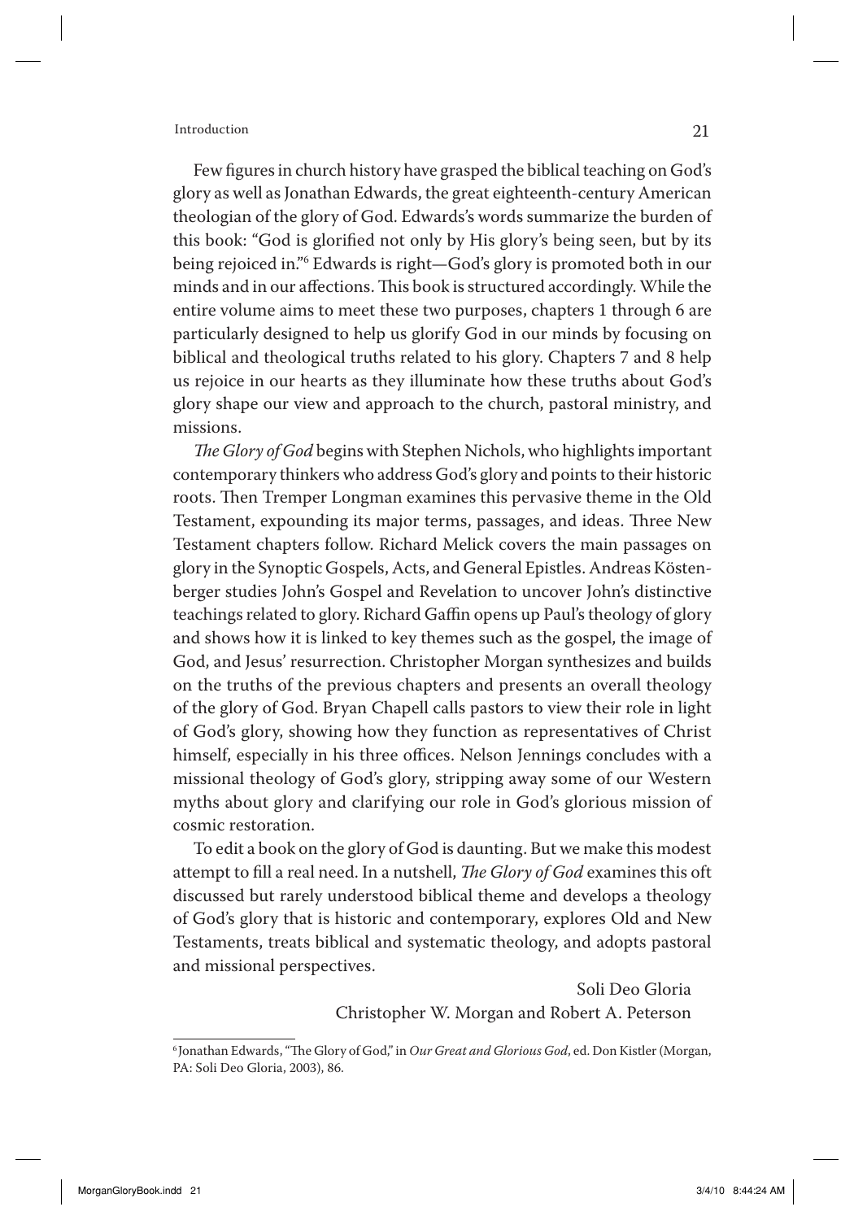Few figures in church history have grasped the biblical teaching on God's glory as well as Jonathan Edwards, the great eighteenth-century American theologian of the glory of God. Edwards's words summarize the burden of this book: "God is glorified not only by His glory's being seen, but by its being rejoiced in."[6] Edwards is right—God's glory is promoted both in our minds and in our affections. This book is structured accordingly. While the entire volume aims to meet these two purposes, chapters 1 through 6 are particularly designed to help us glorify God in our minds by focusing on biblical and theological truths related to his glory. Chapters 7 and 8 help us rejoice in our hearts as they illuminate how these truths about God's glory shape our view and approach to the church, pastoral ministry, and missions.

*The Glory of God* begins with Stephen Nichols, who highlights important contemporary thinkers who address God's glory and points to their historic roots. Then Tremper Longman examines this pervasive theme in the Old Testament, expounding its major terms, passages, and ideas. Three New Testament chapters follow. Richard Melick covers the main passages on glory in the Synoptic Gospels, Acts, and General Epistles. Andreas Köstenberger studies John's Gospel and Revelation to uncover John's distinctive teachings related to glory. Richard Gaffin opens up Paul's theology of glory and shows how it is linked to key themes such as the gospel, the image of God, and Jesus' resurrection. Christopher Morgan synthesizes and builds on the truths of the previous chapters and presents an overall theology of the glory of God. Bryan Chapell calls pastors to view their role in light of God's glory, showing how they function as representatives of Christ himself, especially in his three offices. Nelson Jennings concludes with a missional theology of God's glory, stripping away some of our Western myths about glory and clarifying our role in God's glorious mission of cosmic restoration.

To edit a book on the glory of God is daunting. But we make this modest attempt to fill a real need. In a nutshell, *The Glory of God* examines this oft discussed but rarely understood biblical theme and develops a theology of God's glory that is historic and contemporary, explores Old and New Testaments, treats biblical and systematic theology, and adopts pastoral and missional perspectives.

Soli Deo Gloria
Christopher W. Morgan and Robert A. Peterson

---

[6] Jonathan Edwards, "The Glory of God," in *Our Great and Glorious God*, ed. Don Kistler (Morgan, PA: Soli Deo Gloria, 2003), 86.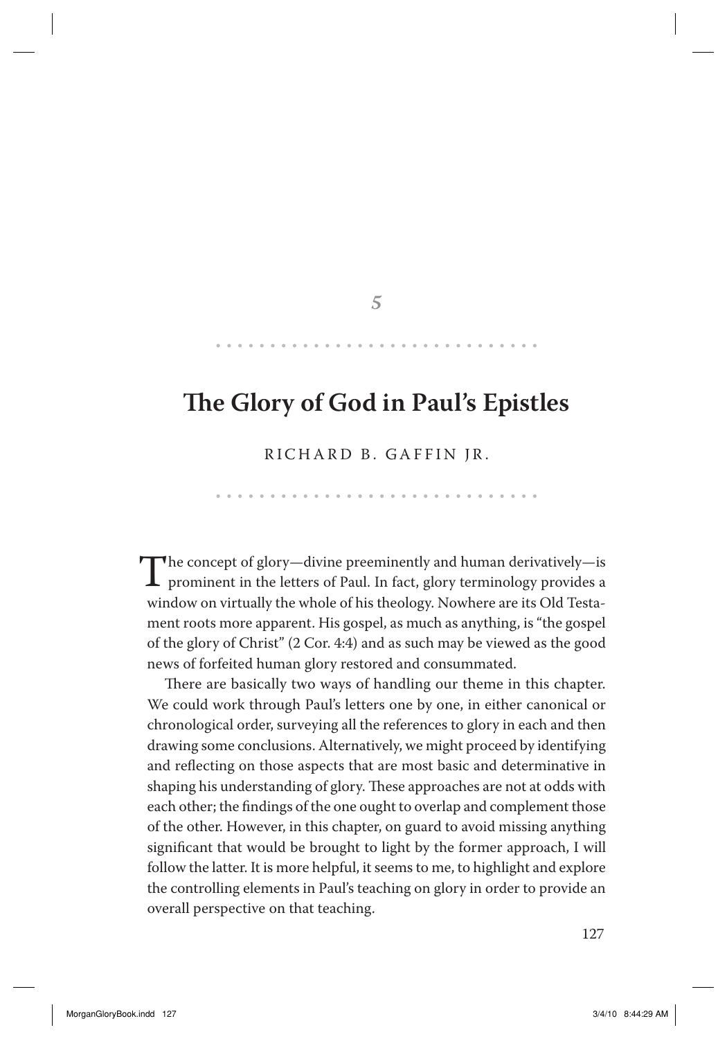5

# The Glory of God in Paul's Epistles

RICHARD B. GAFFIN JR.

The concept of glory—divine preeminently and human derivatively—is prominent in the letters of Paul. In fact, glory terminology provides a window on virtually the whole of his theology. Nowhere are its Old Testament roots more apparent. His gospel, as much as anything, is "the gospel of the glory of Christ" (2 Cor. 4:4) and as such may be viewed as the good news of forfeited human glory restored and consummated.

There are basically two ways of handling our theme in this chapter. We could work through Paul's letters one by one, in either canonical or chronological order, surveying all the references to glory in each and then drawing some conclusions. Alternatively, we might proceed by identifying and reflecting on those aspects that are most basic and determinative in shaping his understanding of glory. These approaches are not at odds with each other; the findings of the one ought to overlap and complement those of the other. However, in this chapter, on guard to avoid missing anything significant that would be brought to light by the former approach, I will follow the latter. It is more helpful, it seems to me, to highlight and explore the controlling elements in Paul's teaching on glory in order to provide an overall perspective on that teaching.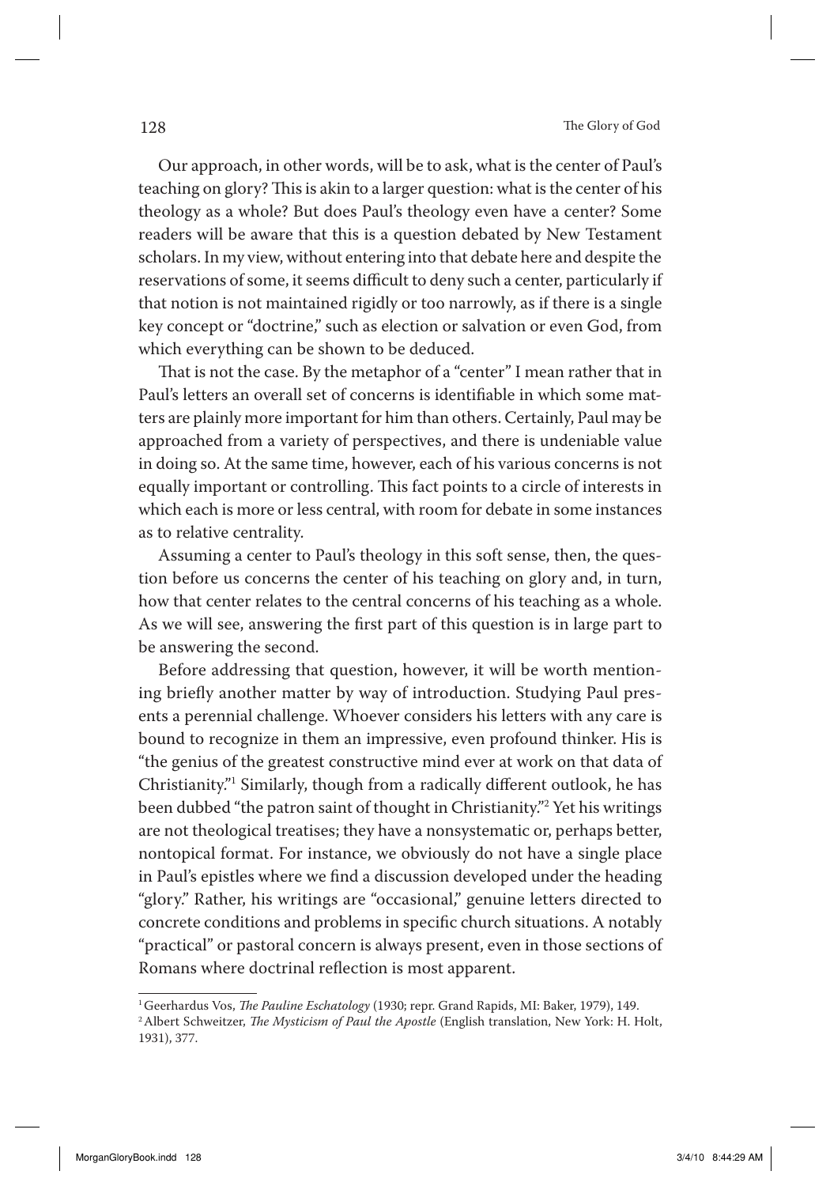Our approach, in other words, will be to ask, what is the center of Paul's teaching on glory? This is akin to a larger question: what is the center of his theology as a whole? But does Paul's theology even have a center? Some readers will be aware that this is a question debated by New Testament scholars. In my view, without entering into that debate here and despite the reservations of some, it seems difficult to deny such a center, particularly if that notion is not maintained rigidly or too narrowly, as if there is a single key concept or "doctrine," such as election or salvation or even God, from which everything can be shown to be deduced.

That is not the case. By the metaphor of a "center" I mean rather that in Paul's letters an overall set of concerns is identifiable in which some matters are plainly more important for him than others. Certainly, Paul may be approached from a variety of perspectives, and there is undeniable value in doing so. At the same time, however, each of his various concerns is not equally important or controlling. This fact points to a circle of interests in which each is more or less central, with room for debate in some instances as to relative centrality.

Assuming a center to Paul's theology in this soft sense, then, the question before us concerns the center of his teaching on glory and, in turn, how that center relates to the central concerns of his teaching as a whole. As we will see, answering the first part of this question is in large part to be answering the second.

Before addressing that question, however, it will be worth mentioning briefly another matter by way of introduction. Studying Paul presents a perennial challenge. Whoever considers his letters with any care is bound to recognize in them an impressive, even profound thinker. His is "the genius of the greatest constructive mind ever at work on that data of Christianity."[1] Similarly, though from a radically different outlook, he has been dubbed "the patron saint of thought in Christianity."[2] Yet his writings are not theological treatises; they have a nonsystematic or, perhaps better, nontopical format. For instance, we obviously do not have a single place in Paul's epistles where we find a discussion developed under the heading "glory." Rather, his writings are "occasional," genuine letters directed to concrete conditions and problems in specific church situations. A notably "practical" or pastoral concern is always present, even in those sections of Romans where doctrinal reflection is most apparent.

---

[1] Geerhardus Vos, *The Pauline Eschatology* (1930; repr. Grand Rapids, MI: Baker, 1979), 149.

[2] Albert Schweitzer, *The Mysticism of Paul the Apostle* (English translation, New York: H. Holt, 1931), 377.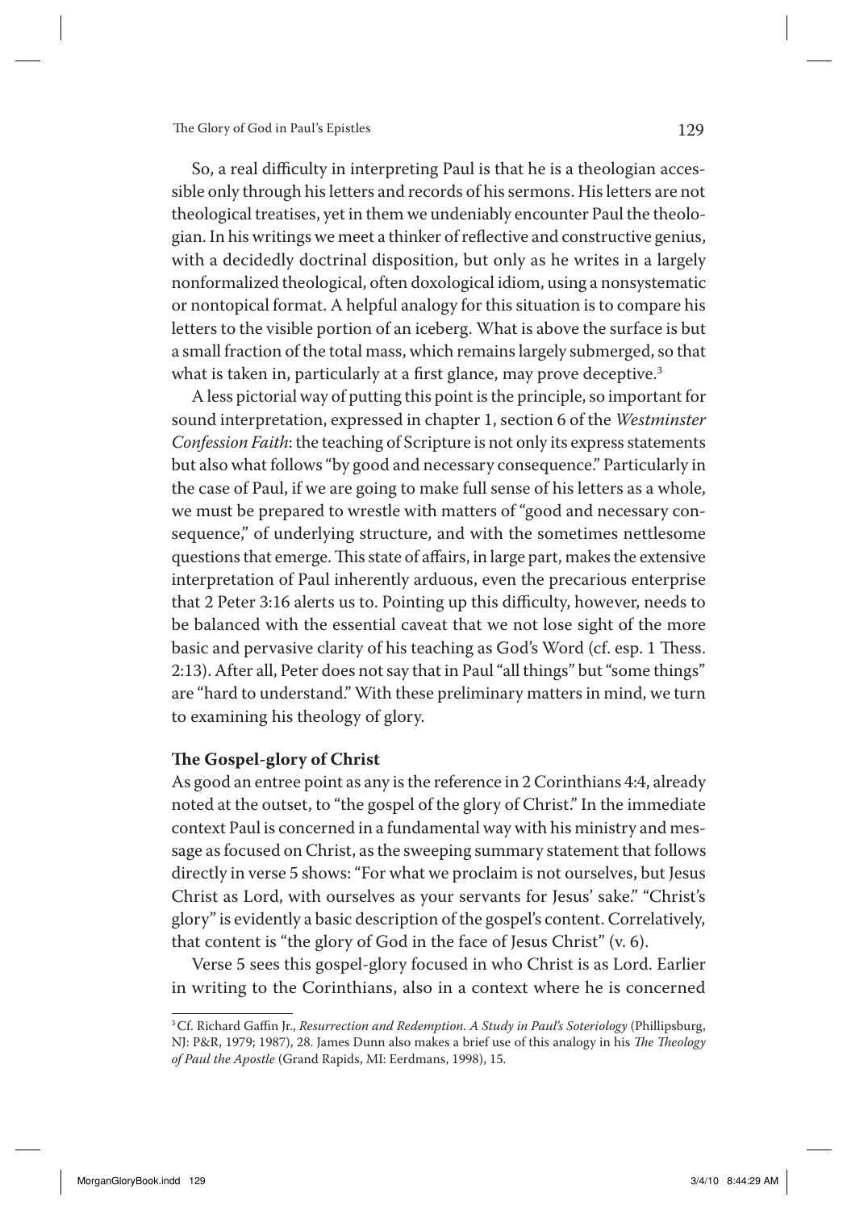So, a real difficulty in interpreting Paul is that he is a theologian accessible only through his letters and records of his sermons. His letters are not theological treatises, yet in them we undeniably encounter Paul the theologian. In his writings we meet a thinker of reflective and constructive genius, with a decidedly doctrinal disposition, but only as he writes in a largely nonformalized theological, often doxological idiom, using a nonsystematic or nontopical format. A helpful analogy for this situation is to compare his letters to the visible portion of an iceberg. What is above the surface is but a small fraction of the total mass, which remains largely submerged, so that what is taken in, particularly at a first glance, may prove deceptive.[3]

A less pictorial way of putting this point is the principle, so important for sound interpretation, expressed in chapter 1, section 6 of the *Westminster Confession Faith*: the teaching of Scripture is not only its express statements but also what follows "by good and necessary consequence." Particularly in the case of Paul, if we are going to make full sense of his letters as a whole, we must be prepared to wrestle with matters of "good and necessary consequence," of underlying structure, and with the sometimes nettlesome questions that emerge. This state of affairs, in large part, makes the extensive interpretation of Paul inherently arduous, even the precarious enterprise that 2 Peter 3:16 alerts us to. Pointing up this difficulty, however, needs to be balanced with the essential caveat that we not lose sight of the more basic and pervasive clarity of his teaching as God's Word (cf. esp. 1 Thess. 2:13). After all, Peter does not say that in Paul "all things" but "some things" are "hard to understand." With these preliminary matters in mind, we turn to examining his theology of glory.

### The Gospel-glory of Christ

As good an entree point as any is the reference in 2 Corinthians 4:4, already noted at the outset, to "the gospel of the glory of Christ." In the immediate context Paul is concerned in a fundamental way with his ministry and message as focused on Christ, as the sweeping summary statement that follows directly in verse 5 shows: "For what we proclaim is not ourselves, but Jesus Christ as Lord, with ourselves as your servants for Jesus' sake." "Christ's glory" is evidently a basic description of the gospel's content. Correlatively, that content is "the glory of God in the face of Jesus Christ" (v. 6).

Verse 5 sees this gospel-glory focused in who Christ is as Lord. Earlier in writing to the Corinthians, also in a context where he is concerned

---

[3] Cf. Richard Gaffin Jr., *Resurrection and Redemption. A Study in Paul's Soteriology* (Phillipsburg, NJ: P&R, 1979; 1987), 28. James Dunn also makes a brief use of this analogy in his *The Theology of Paul the Apostle* (Grand Rapids, MI: Eerdmans, 1998), 15.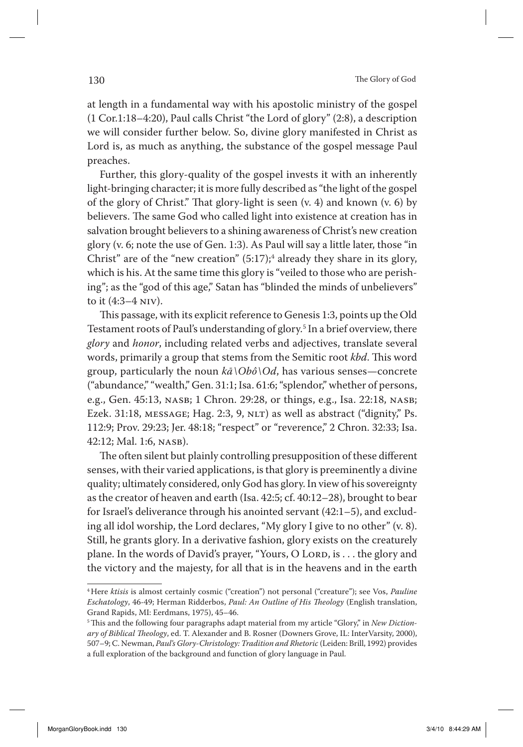at length in a fundamental way with his apostolic ministry of the gospel (1 Cor.1:18–4:20), Paul calls Christ "the Lord of glory" (2:8), a description we will consider further below. So, divine glory manifested in Christ as Lord is, as much as anything, the substance of the gospel message Paul preaches.

Further, this glory-quality of the gospel invests it with an inherently light-bringing character; it is more fully described as "the light of the gospel of the glory of Christ." That glory-light is seen (v. 4) and known (v. 6) by believers. The same God who called light into existence at creation has in salvation brought believers to a shining awareness of Christ's new creation glory (v. 6; note the use of Gen. 1:3). As Paul will say a little later, those "in Christ" are of the "new creation" (5:17);[4] already they share in its glory, which is his. At the same time this glory is "veiled to those who are perishing"; as the "god of this age," Satan has "blinded the minds of unbelievers" to it (4:3–4 NIV).

This passage, with its explicit reference to Genesis 1:3, points up the Old Testament roots of Paul's understanding of glory.[5] In a brief overview, there *glory* and *honor*, including related verbs and adjectives, translate several words, primarily a group that stems from the Semitic root *kbd*. This word group, particularly the noun *kā\Obô\Od*, has various senses—concrete ("abundance," "wealth," Gen. 31:1; Isa. 61:6; "splendor," whether of persons, e.g., Gen. 45:13, NASB; 1 Chron. 29:28, or things, e.g., Isa. 22:18, NASB; Ezek. 31:18, MESSAGE; Hag. 2:3, 9, NLT) as well as abstract ("dignity," Ps. 112:9; Prov. 29:23; Jer. 48:18; "respect" or "reverence," 2 Chron. 32:33; Isa. 42:12; Mal. 1:6, NASB).

The often silent but plainly controlling presupposition of these different senses, with their varied applications, is that glory is preeminently a divine quality; ultimately considered, only God has glory. In view of his sovereignty as the creator of heaven and earth (Isa. 42:5; cf. 40:12–28), brought to bear for Israel's deliverance through his anointed servant (42:1–5), and excluding all idol worship, the Lord declares, "My glory I give to no other" (v. 8). Still, he grants glory. In a derivative fashion, glory exists on the creaturely plane. In the words of David's prayer, "Yours, O LORD, is . . . the glory and the victory and the majesty, for all that is in the heavens and in the earth

---

[4] Here *ktisis* is almost certainly cosmic ("creation") not personal ("creature"); see Vos, *Pauline Eschatology*, 46-49; Herman Ridderbos, *Paul: An Outline of His Theology* (English translation, Grand Rapids, MI: Eerdmans, 1975), 45–46.

[5] This and the following four paragraphs adapt material from my article "Glory," in *New Dictionary of Biblical Theology*, ed. T. Alexander and B. Rosner (Downers Grove, IL: InterVarsity, 2000), 507–9; C. Newman, *Paul's Glory-Christology: Tradition and Rhetoric* (Leiden: Brill, 1992) provides a full exploration of the background and function of glory language in Paul.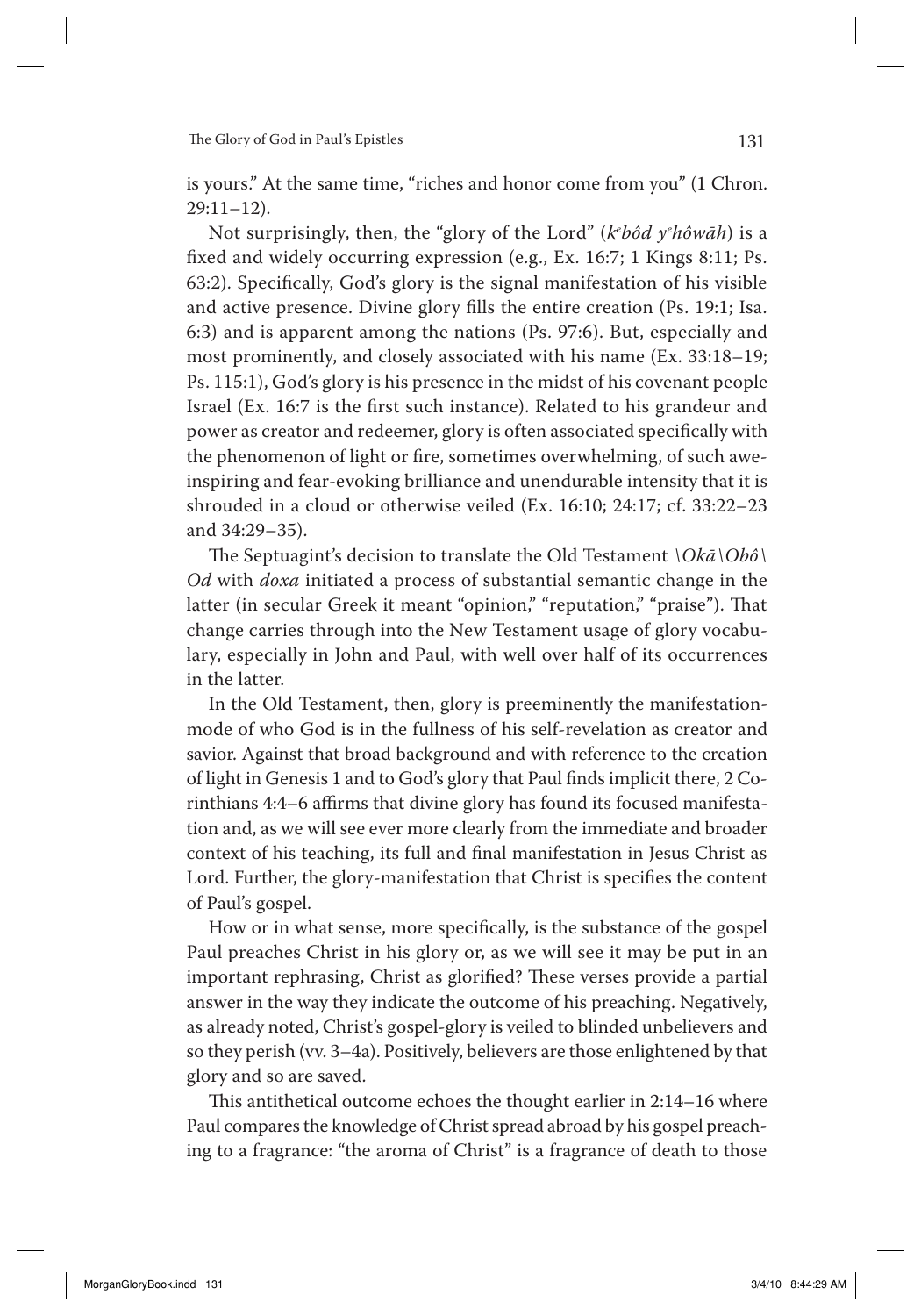is yours." At the same time, "riches and honor come from you" (1 Chron. 29:11–12).

Not surprisingly, then, the "glory of the Lord" (*k*[e]*bôd y*[e]*hôwāh*) is a fixed and widely occurring expression (e.g., Ex. 16:7; 1 Kings 8:11; Ps. 63:2). Specifically, God's glory is the signal manifestation of his visible and active presence. Divine glory fills the entire creation (Ps. 19:1; Isa. 6:3) and is apparent among the nations (Ps. 97:6). But, especially and most prominently, and closely associated with his name (Ex. 33:18–19; Ps. 115:1), God's glory is his presence in the midst of his covenant people Israel (Ex. 16:7 is the first such instance). Related to his grandeur and power as creator and redeemer, glory is often associated specifically with the phenomenon of light or fire, sometimes overwhelming, of such awe-inspiring and fear-evoking brilliance and unendurable intensity that it is shrouded in a cloud or otherwise veiled (Ex. 16:10; 24:17; cf. 33:22–23 and 34:29–35).

The Septuagint's decision to translate the Old Testament *\Okā\Obô\ Od* with *doxa* initiated a process of substantial semantic change in the latter (in secular Greek it meant "opinion," "reputation," "praise"). That change carries through into the New Testament usage of glory vocabulary, especially in John and Paul, with well over half of its occurrences in the latter.

In the Old Testament, then, glory is preeminently the manifestation-mode of who God is in the fullness of his self-revelation as creator and savior. Against that broad background and with reference to the creation of light in Genesis 1 and to God's glory that Paul finds implicit there, 2 Corinthians 4:4–6 affirms that divine glory has found its focused manifestation and, as we will see ever more clearly from the immediate and broader context of his teaching, its full and final manifestation in Jesus Christ as Lord. Further, the glory-manifestation that Christ is specifies the content of Paul's gospel.

How or in what sense, more specifically, is the substance of the gospel Paul preaches Christ in his glory or, as we will see it may be put in an important rephrasing, Christ as glorified? These verses provide a partial answer in the way they indicate the outcome of his preaching. Negatively, as already noted, Christ's gospel-glory is veiled to blinded unbelievers and so they perish (vv. 3–4a). Positively, believers are those enlightened by that glory and so are saved.

This antithetical outcome echoes the thought earlier in 2:14–16 where Paul compares the knowledge of Christ spread abroad by his gospel preaching to a fragrance: "the aroma of Christ" is a fragrance of death to those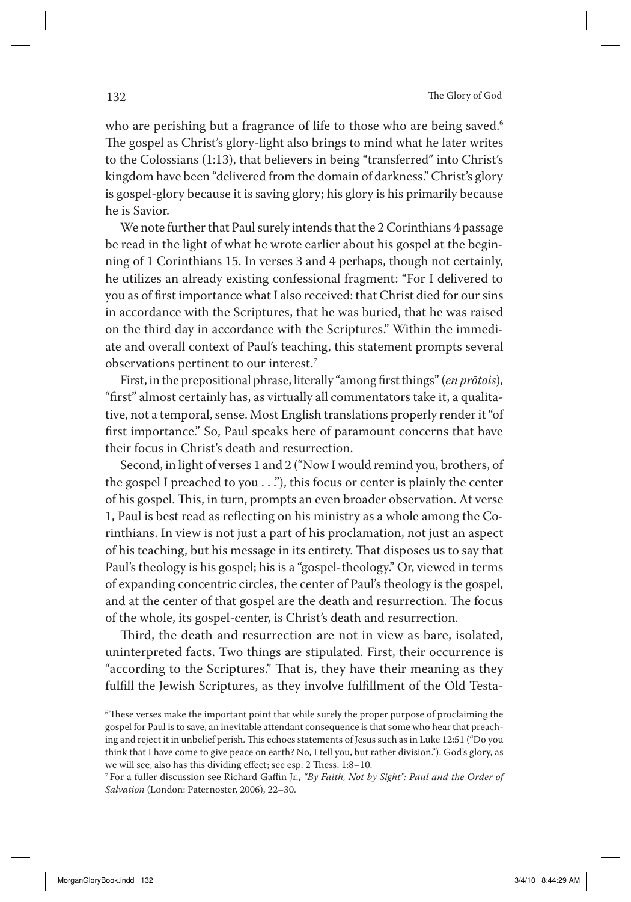who are perishing but a fragrance of life to those who are being saved.[6] The gospel as Christ's glory-light also brings to mind what he later writes to the Colossians (1:13), that believers in being "transferred" into Christ's kingdom have been "delivered from the domain of darkness." Christ's glory is gospel-glory because it is saving glory; his glory is his primarily because he is Savior.

We note further that Paul surely intends that the 2 Corinthians 4 passage be read in the light of what he wrote earlier about his gospel at the beginning of 1 Corinthians 15. In verses 3 and 4 perhaps, though not certainly, he utilizes an already existing confessional fragment: "For I delivered to you as of first importance what I also received: that Christ died for our sins in accordance with the Scriptures, that he was buried, that he was raised on the third day in accordance with the Scriptures." Within the immediate and overall context of Paul's teaching, this statement prompts several observations pertinent to our interest.[7]

First, in the prepositional phrase, literally "among first things" (*en prōtois*), "first" almost certainly has, as virtually all commentators take it, a qualitative, not a temporal, sense. Most English translations properly render it "of first importance." So, Paul speaks here of paramount concerns that have their focus in Christ's death and resurrection.

Second, in light of verses 1 and 2 ("Now I would remind you, brothers, of the gospel I preached to you . . ."), this focus or center is plainly the center of his gospel. This, in turn, prompts an even broader observation. At verse 1, Paul is best read as reflecting on his ministry as a whole among the Corinthians. In view is not just a part of his proclamation, not just an aspect of his teaching, but his message in its entirety. That disposes us to say that Paul's theology is his gospel; his is a "gospel-theology." Or, viewed in terms of expanding concentric circles, the center of Paul's theology is the gospel, and at the center of that gospel are the death and resurrection. The focus of the whole, its gospel-center, is Christ's death and resurrection.

Third, the death and resurrection are not in view as bare, isolated, uninterpreted facts. Two things are stipulated. First, their occurrence is "according to the Scriptures." That is, they have their meaning as they fulfill the Jewish Scriptures, as they involve fulfillment of the Old Testa-

---

[6] These verses make the important point that while surely the proper purpose of proclaiming the gospel for Paul is to save, an inevitable attendant consequence is that some who hear that preaching and reject it in unbelief perish. This echoes statements of Jesus such as in Luke 12:51 ("Do you think that I have come to give peace on earth? No, I tell you, but rather division."). God's glory, as we will see, also has this dividing effect; see esp. 2 Thess. 1:8–10.

[7] For a fuller discussion see Richard Gaffin Jr., *"By Faith, Not by Sight": Paul and the Order of Salvation* (London: Paternoster, 2006), 22–30.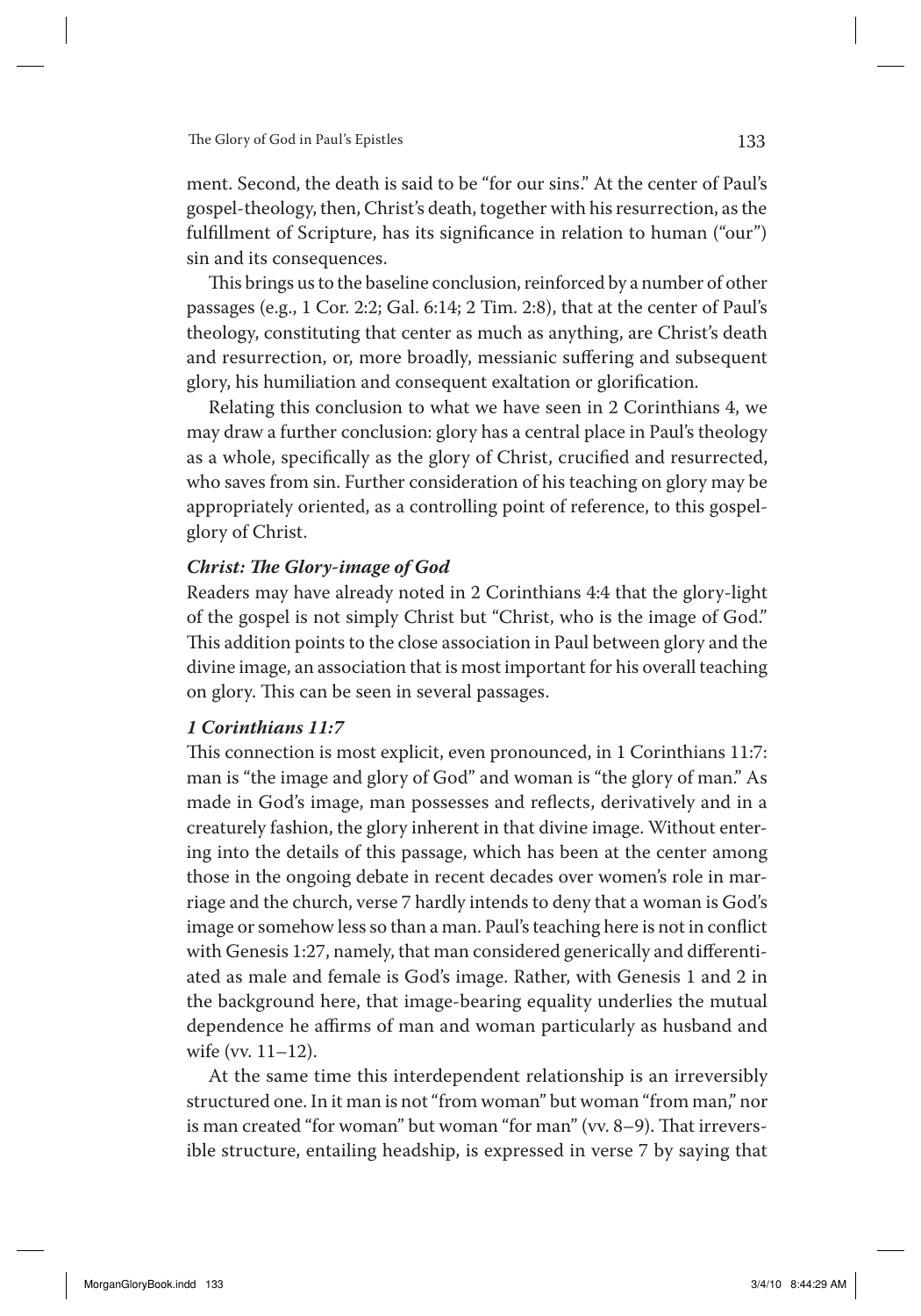ment. Second, the death is said to be "for our sins." At the center of Paul's gospel-theology, then, Christ's death, together with his resurrection, as the fulfillment of Scripture, has its significance in relation to human ("our") sin and its consequences.

This brings us to the baseline conclusion, reinforced by a number of other passages (e.g., 1 Cor. 2:2; Gal. 6:14; 2 Tim. 2:8), that at the center of Paul's theology, constituting that center as much as anything, are Christ's death and resurrection, or, more broadly, messianic suffering and subsequent glory, his humiliation and consequent exaltation or glorification.

Relating this conclusion to what we have seen in 2 Corinthians 4, we may draw a further conclusion: glory has a central place in Paul's theology as a whole, specifically as the glory of Christ, crucified and resurrected, who saves from sin. Further consideration of his teaching on glory may be appropriately oriented, as a controlling point of reference, to this gospel-glory of Christ.

### *Christ: The Glory-image of God*

Readers may have already noted in 2 Corinthians 4:4 that the glory-light of the gospel is not simply Christ but "Christ, who is the image of God." This addition points to the close association in Paul between glory and the divine image, an association that is most important for his overall teaching on glory. This can be seen in several passages.

### *1 Corinthians 11:7*

This connection is most explicit, even pronounced, in 1 Corinthians 11:7: man is "the image and glory of God" and woman is "the glory of man." As made in God's image, man possesses and reflects, derivatively and in a creaturely fashion, the glory inherent in that divine image. Without entering into the details of this passage, which has been at the center among those in the ongoing debate in recent decades over women's role in marriage and the church, verse 7 hardly intends to deny that a woman is God's image or somehow less so than a man. Paul's teaching here is not in conflict with Genesis 1:27, namely, that man considered generically and differentiated as male and female is God's image. Rather, with Genesis 1 and 2 in the background here, that image-bearing equality underlies the mutual dependence he affirms of man and woman particularly as husband and wife (vv. 11–12).

At the same time this interdependent relationship is an irreversibly structured one. In it man is not "from woman" but woman "from man," nor is man created "for woman" but woman "for man" (vv. 8–9). That irreversible structure, entailing headship, is expressed in verse 7 by saying that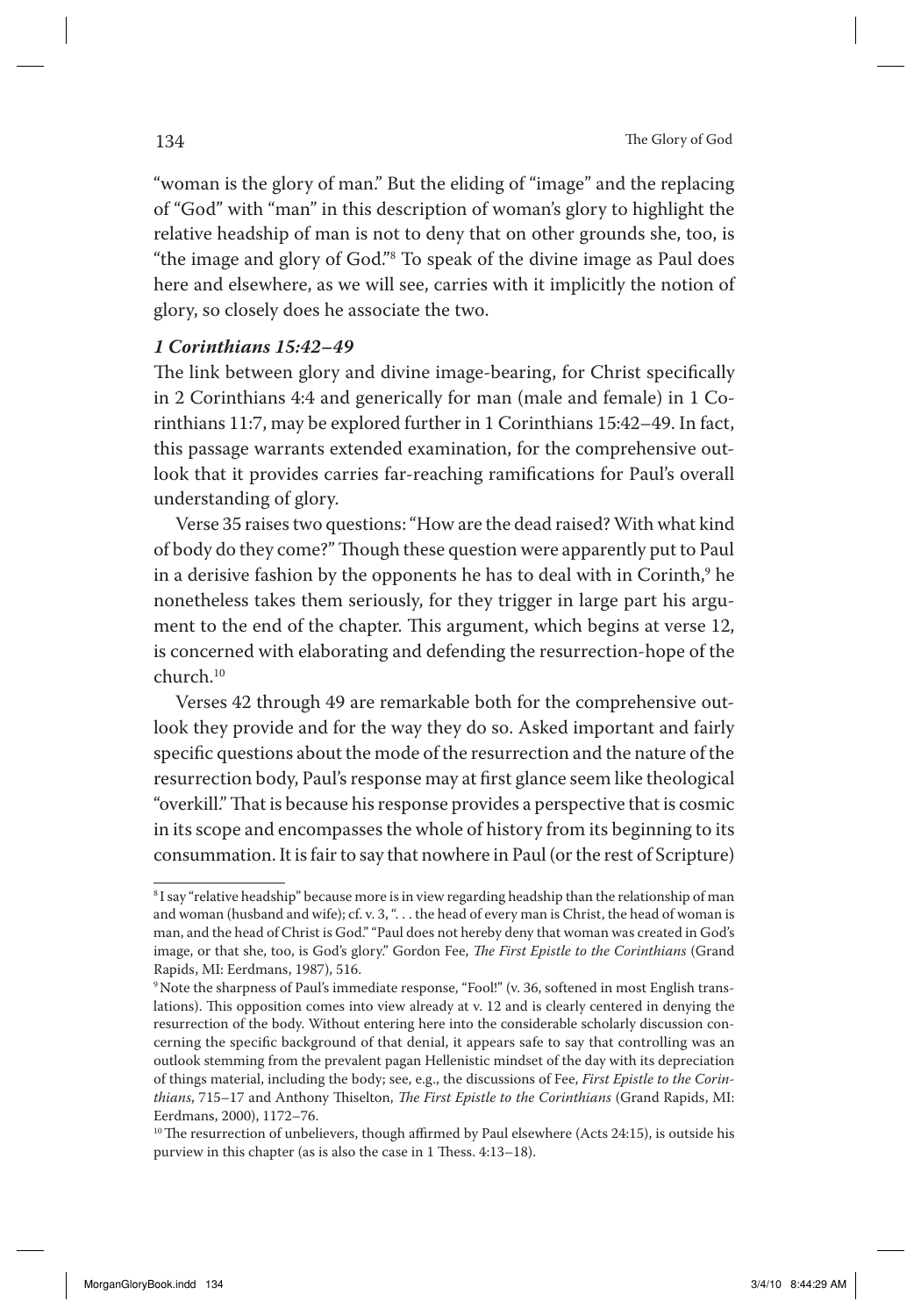"woman is the glory of man." But the eliding of "image" and the replacing of "God" with "man" in this description of woman's glory to highlight the relative headship of man is not to deny that on other grounds she, too, is "the image and glory of God."[8] To speak of the divine image as Paul does here and elsewhere, as we will see, carries with it implicitly the notion of glory, so closely does he associate the two.

### *1 Corinthians 15:42–49*

The link between glory and divine image-bearing, for Christ specifically in 2 Corinthians 4:4 and generically for man (male and female) in 1 Corinthians 11:7, may be explored further in 1 Corinthians 15:42–49. In fact, this passage warrants extended examination, for the comprehensive outlook that it provides carries far-reaching ramifications for Paul's overall understanding of glory.

Verse 35 raises two questions: "How are the dead raised? With what kind of body do they come?" Though these question were apparently put to Paul in a derisive fashion by the opponents he has to deal with in Corinth,[9] he nonetheless takes them seriously, for they trigger in large part his argument to the end of the chapter. This argument, which begins at verse 12, is concerned with elaborating and defending the resurrection-hope of the church.[10]

Verses 42 through 49 are remarkable both for the comprehensive outlook they provide and for the way they do so. Asked important and fairly specific questions about the mode of the resurrection and the nature of the resurrection body, Paul's response may at first glance seem like theological "overkill." That is because his response provides a perspective that is cosmic in its scope and encompasses the whole of history from its beginning to its consummation. It is fair to say that nowhere in Paul (or the rest of Scripture)

---

[8] I say "relative headship" because more is in view regarding headship than the relationship of man and woman (husband and wife); cf. v. 3, ". . . the head of every man is Christ, the head of woman is man, and the head of Christ is God." "Paul does not hereby deny that woman was created in God's image, or that she, too, is God's glory." Gordon Fee, *The First Epistle to the Corinthians* (Grand Rapids, MI: Eerdmans, 1987), 516.

[9] Note the sharpness of Paul's immediate response, "Fool!" (v. 36, softened in most English translations). This opposition comes into view already at v. 12 and is clearly centered in denying the resurrection of the body. Without entering here into the considerable scholarly discussion concerning the specific background of that denial, it appears safe to say that controlling was an outlook stemming from the prevalent pagan Hellenistic mindset of the day with its depreciation of things material, including the body; see, e.g., the discussions of Fee, *First Epistle to the Corinthians*, 715–17 and Anthony Thiselton, *The First Epistle to the Corinthians* (Grand Rapids, MI: Eerdmans, 2000), 1172–76.

[10] The resurrection of unbelievers, though affirmed by Paul elsewhere (Acts 24:15), is outside his purview in this chapter (as is also the case in 1 Thess. 4:13–18).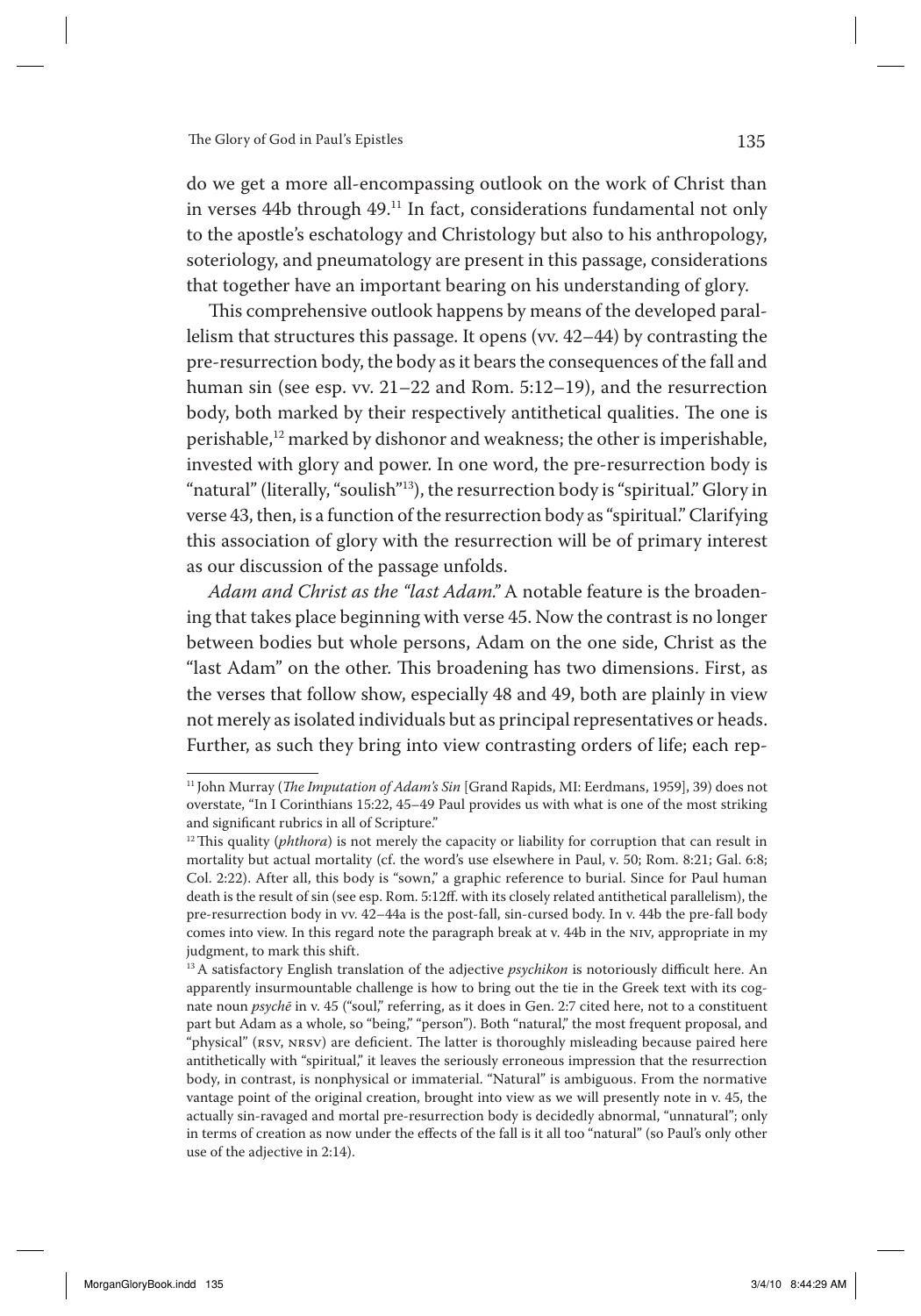do we get a more all-encompassing outlook on the work of Christ than in verses 44b through 49.[11] In fact, considerations fundamental not only to the apostle's eschatology and Christology but also to his anthropology, soteriology, and pneumatology are present in this passage, considerations that together have an important bearing on his understanding of glory.

This comprehensive outlook happens by means of the developed parallelism that structures this passage. It opens (vv. 42–44) by contrasting the pre-resurrection body, the body as it bears the consequences of the fall and human sin (see esp. vv. 21–22 and Rom. 5:12–19), and the resurrection body, both marked by their respectively antithetical qualities. The one is perishable,[12] marked by dishonor and weakness; the other is imperishable, invested with glory and power. In one word, the pre-resurrection body is "natural" (literally, "soulish"[13]), the resurrection body is "spiritual." Glory in verse 43, then, is a function of the resurrection body as "spiritual." Clarifying this association of glory with the resurrection will be of primary interest as our discussion of the passage unfolds.

*Adam and Christ as the "last Adam."* A notable feature is the broadening that takes place beginning with verse 45. Now the contrast is no longer between bodies but whole persons, Adam on the one side, Christ as the "last Adam" on the other. This broadening has two dimensions. First, as the verses that follow show, especially 48 and 49, both are plainly in view not merely as isolated individuals but as principal representatives or heads. Further, as such they bring into view contrasting orders of life; each rep-

---

[11] John Murray (*The Imputation of Adam's Sin* [Grand Rapids, MI: Eerdmans, 1959], 39) does not overstate, "In I Corinthians 15:22, 45–49 Paul provides us with what is one of the most striking and significant rubrics in all of Scripture."

[12] This quality (*phthora*) is not merely the capacity or liability for corruption that can result in mortality but actual mortality (cf. the word's use elsewhere in Paul, v. 50; Rom. 8:21; Gal. 6:8; Col. 2:22). After all, this body is "sown," a graphic reference to burial. Since for Paul human death is the result of sin (see esp. Rom. 5:12ff. with its closely related antithetical parallelism), the pre-resurrection body in vv. 42–44a is the post-fall, sin-cursed body. In v. 44b the pre-fall body comes into view. In this regard note the paragraph break at v. 44b in the NIV, appropriate in my judgment, to mark this shift.

[13] A satisfactory English translation of the adjective *psychikon* is notoriously difficult here. An apparently insurmountable challenge is how to bring out the tie in the Greek text with its cognate noun *psychē* in v. 45 ("soul," referring, as it does in Gen. 2:7 cited here, not to a constituent part but Adam as a whole, so "being," "person"). Both "natural," the most frequent proposal, and "physical" (RSV, NRSV) are deficient. The latter is thoroughly misleading because paired here antithetically with "spiritual," it leaves the seriously erroneous impression that the resurrection body, in contrast, is nonphysical or immaterial. "Natural" is ambiguous. From the normative vantage point of the original creation, brought into view as we will presently note in v. 45, the actually sin-ravaged and mortal pre-resurrection body is decidedly abnormal, "unnatural"; only in terms of creation as now under the effects of the fall is it all too "natural" (so Paul's only other use of the adjective in 2:14).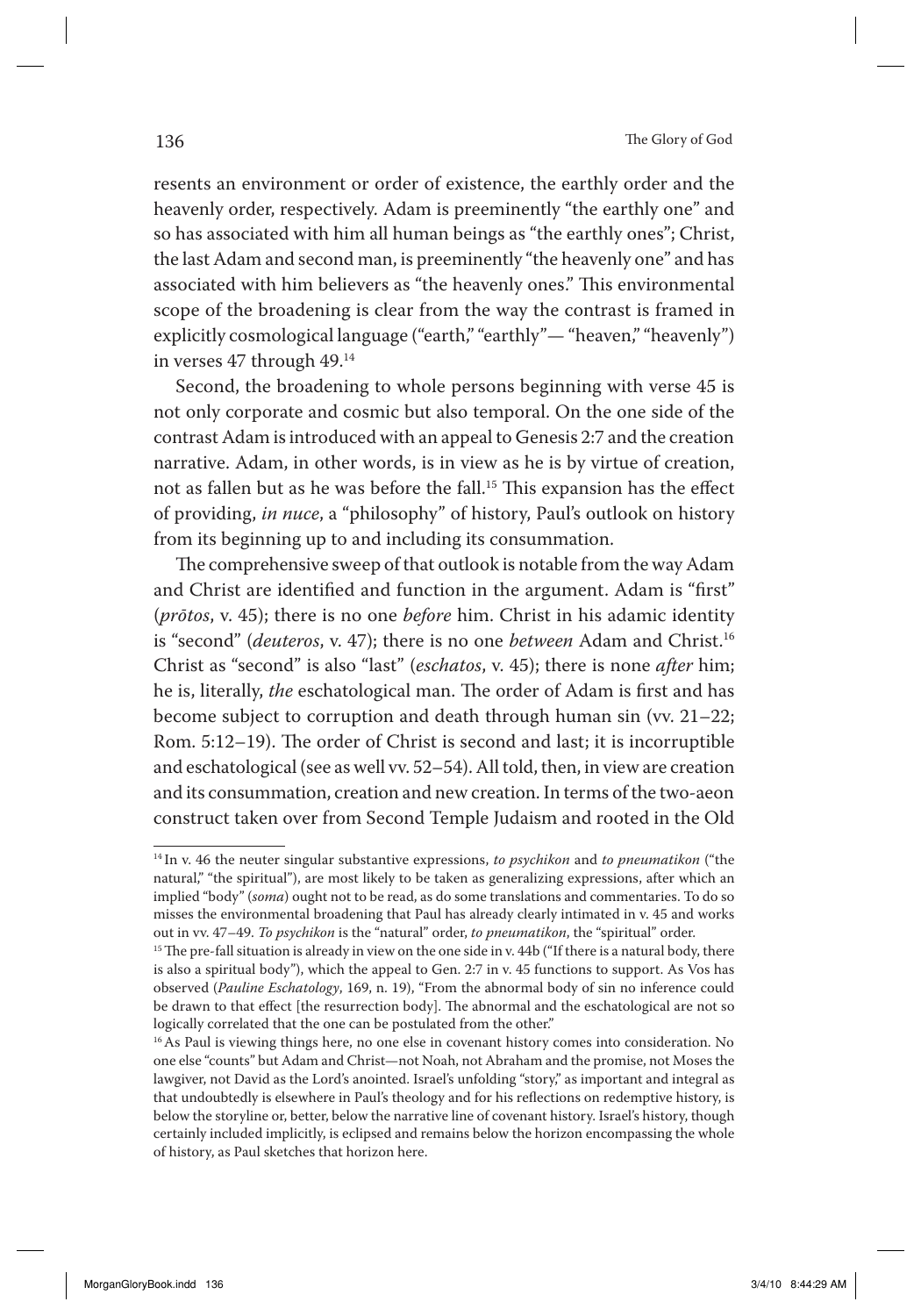resents an environment or order of existence, the earthly order and the heavenly order, respectively. Adam is preeminently "the earthly one" and so has associated with him all human beings as "the earthly ones"; Christ, the last Adam and second man, is preeminently "the heavenly one" and has associated with him believers as "the heavenly ones." This environmental scope of the broadening is clear from the way the contrast is framed in explicitly cosmological language ("earth," "earthly"— "heaven," "heavenly") in verses 47 through 49.[14]

Second, the broadening to whole persons beginning with verse 45 is not only corporate and cosmic but also temporal. On the one side of the contrast Adam is introduced with an appeal to Genesis 2:7 and the creation narrative. Adam, in other words, is in view as he is by virtue of creation, not as fallen but as he was before the fall.[15] This expansion has the effect of providing, *in nuce*, a "philosophy" of history, Paul's outlook on history from its beginning up to and including its consummation.

The comprehensive sweep of that outlook is notable from the way Adam and Christ are identified and function in the argument. Adam is "first" (*prōtos*, v. 45); there is no one *before* him. Christ in his adamic identity is "second" (*deuteros*, v. 47); there is no one *between* Adam and Christ.[16] Christ as "second" is also "last" (*eschatos*, v. 45); there is none *after* him; he is, literally, *the* eschatological man. The order of Adam is first and has become subject to corruption and death through human sin (vv. 21–22; Rom. 5:12–19). The order of Christ is second and last; it is incorruptible and eschatological (see as well vv. 52–54). All told, then, in view are creation and its consummation, creation and new creation. In terms of the two-aeon construct taken over from Second Temple Judaism and rooted in the Old

---

[14] In v. 46 the neuter singular substantive expressions, *to psychikon* and *to pneumatikon* ("the natural," "the spiritual"), are most likely to be taken as generalizing expressions, after which an implied "body" (*soma*) ought not to be read, as do some translations and commentaries. To do so misses the environmental broadening that Paul has already clearly intimated in v. 45 and works out in vv. 47–49. *To psychikon* is the "natural" order, *to pneumatikon*, the "spiritual" order.

[15] The pre-fall situation is already in view on the one side in v. 44b ("If there is a natural body, there is also a spiritual body"), which the appeal to Gen. 2:7 in v. 45 functions to support. As Vos has observed (*Pauline Eschatology*, 169, n. 19), "From the abnormal body of sin no inference could be drawn to that effect [the resurrection body]. The abnormal and the eschatological are not so logically correlated that the one can be postulated from the other."

[16] As Paul is viewing things here, no one else in covenant history comes into consideration. No one else "counts" but Adam and Christ—not Noah, not Abraham and the promise, not Moses the lawgiver, not David as the Lord's anointed. Israel's unfolding "story," as important and integral as that undoubtedly is elsewhere in Paul's theology and for his reflections on redemptive history, is below the storyline or, better, below the narrative line of covenant history. Israel's history, though certainly included implicitly, is eclipsed and remains below the horizon encompassing the whole of history, as Paul sketches that horizon here.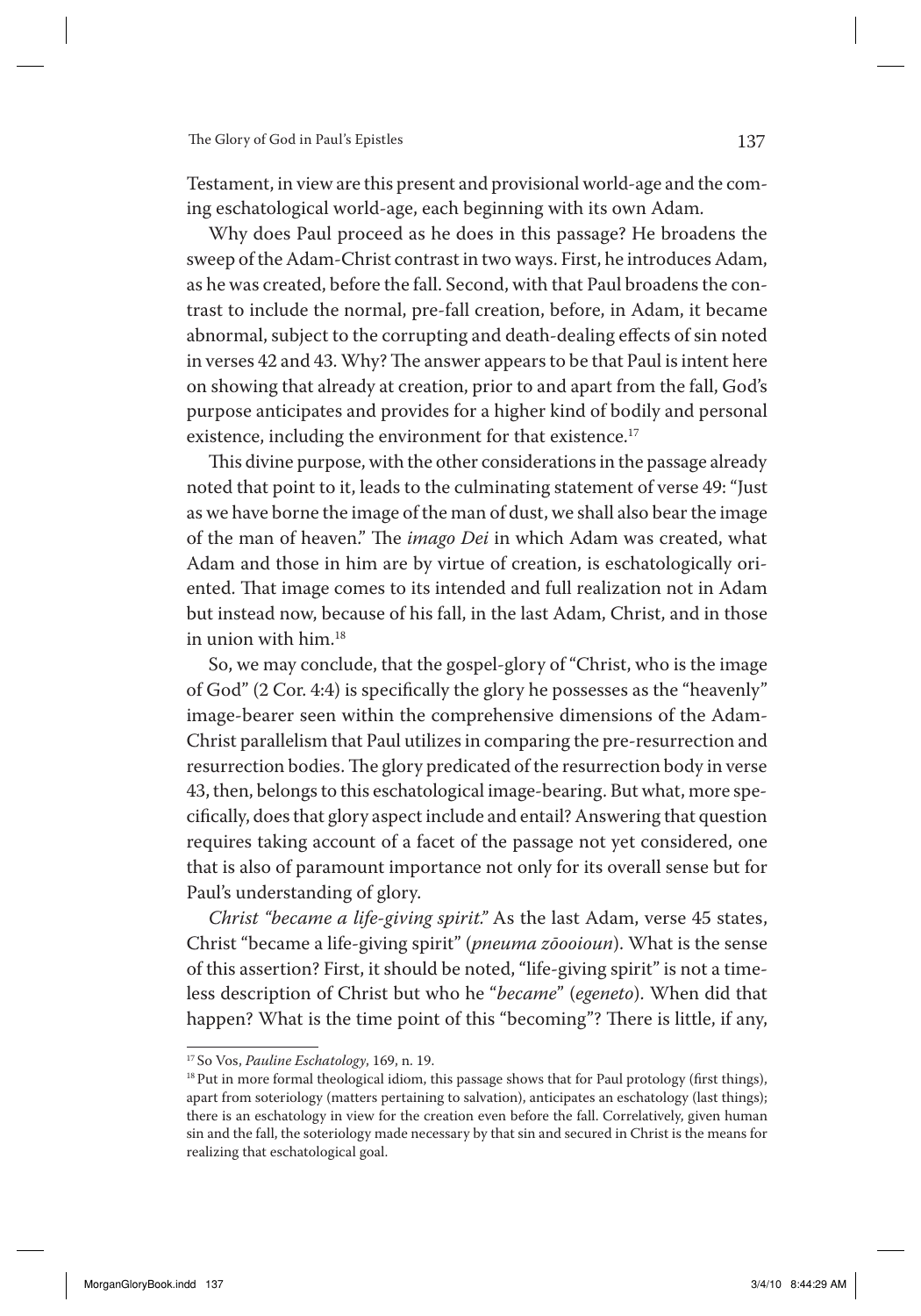Testament, in view are this present and provisional world-age and the coming eschatological world-age, each beginning with its own Adam.

Why does Paul proceed as he does in this passage? He broadens the sweep of the Adam-Christ contrast in two ways. First, he introduces Adam, as he was created, before the fall. Second, with that Paul broadens the contrast to include the normal, pre-fall creation, before, in Adam, it became abnormal, subject to the corrupting and death-dealing effects of sin noted in verses 42 and 43. Why? The answer appears to be that Paul is intent here on showing that already at creation, prior to and apart from the fall, God's purpose anticipates and provides for a higher kind of bodily and personal existence, including the environment for that existence.[17]

This divine purpose, with the other considerations in the passage already noted that point to it, leads to the culminating statement of verse 49: "Just as we have borne the image of the man of dust, we shall also bear the image of the man of heaven." The *imago Dei* in which Adam was created, what Adam and those in him are by virtue of creation, is eschatologically oriented. That image comes to its intended and full realization not in Adam but instead now, because of his fall, in the last Adam, Christ, and in those in union with him.[18]

So, we may conclude, that the gospel-glory of "Christ, who is the image of God" (2 Cor. 4:4) is specifically the glory he possesses as the "heavenly" image-bearer seen within the comprehensive dimensions of the Adam-Christ parallelism that Paul utilizes in comparing the pre-resurrection and resurrection bodies. The glory predicated of the resurrection body in verse 43, then, belongs to this eschatological image-bearing. But what, more specifically, does that glory aspect include and entail? Answering that question requires taking account of a facet of the passage not yet considered, one that is also of paramount importance not only for its overall sense but for Paul's understanding of glory.

*Christ "became a life-giving spirit."* As the last Adam, verse 45 states, Christ "became a life-giving spirit" (*pneuma zōooioun*). What is the sense of this assertion? First, it should be noted, "life-giving spirit" is not a timeless description of Christ but who he "*became*" (*egeneto*). When did that happen? What is the time point of this "becoming"? There is little, if any,

---

[17] So Vos, *Pauline Eschatology*, 169, n. 19.

[18] Put in more formal theological idiom, this passage shows that for Paul protology (first things), apart from soteriology (matters pertaining to salvation), anticipates an eschatology (last things); there is an eschatology in view for the creation even before the fall. Correlatively, given human sin and the fall, the soteriology made necessary by that sin and secured in Christ is the means for realizing that eschatological goal.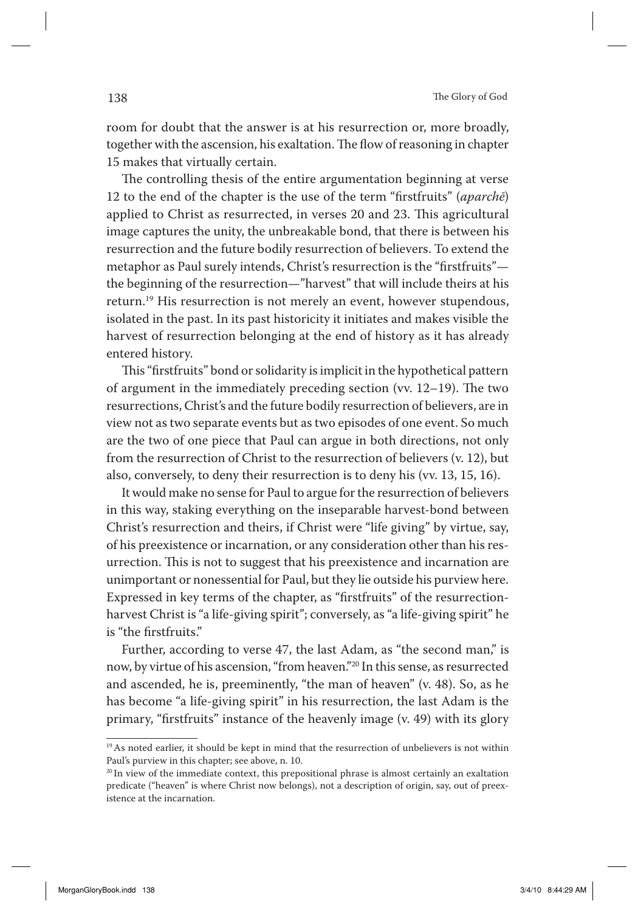room for doubt that the answer is at his resurrection or, more broadly, together with the ascension, his exaltation. The flow of reasoning in chapter 15 makes that virtually certain.

The controlling thesis of the entire argumentation beginning at verse 12 to the end of the chapter is the use of the term "firstfruits" (*aparchē*) applied to Christ as resurrected, in verses 20 and 23. This agricultural image captures the unity, the unbreakable bond, that there is between his resurrection and the future bodily resurrection of believers. To extend the metaphor as Paul surely intends, Christ's resurrection is the "firstfruits"—the beginning of the resurrection—"harvest" that will include theirs at his return.[19] His resurrection is not merely an event, however stupendous, isolated in the past. In its past historicity it initiates and makes visible the harvest of resurrection belonging at the end of history as it has already entered history.

This "firstfruits" bond or solidarity is implicit in the hypothetical pattern of argument in the immediately preceding section (vv. 12–19). The two resurrections, Christ's and the future bodily resurrection of believers, are in view not as two separate events but as two episodes of one event. So much are the two of one piece that Paul can argue in both directions, not only from the resurrection of Christ to the resurrection of believers (v. 12), but also, conversely, to deny their resurrection is to deny his (vv. 13, 15, 16).

It would make no sense for Paul to argue for the resurrection of believers in this way, staking everything on the inseparable harvest-bond between Christ's resurrection and theirs, if Christ were "life giving" by virtue, say, of his preexistence or incarnation, or any consideration other than his resurrection. This is not to suggest that his preexistence and incarnation are unimportant or nonessential for Paul, but they lie outside his purview here. Expressed in key terms of the chapter, as "firstfruits" of the resurrection-harvest Christ is "a life-giving spirit"; conversely, as "a life-giving spirit" he is "the firstfruits."

Further, according to verse 47, the last Adam, as "the second man," is now, by virtue of his ascension, "from heaven."[20] In this sense, as resurrected and ascended, he is, preeminently, "the man of heaven" (v. 48). So, as he has become "a life-giving spirit" in his resurrection, the last Adam is the primary, "firstfruits" instance of the heavenly image (v. 49) with its glory

---

[19] As noted earlier, it should be kept in mind that the resurrection of unbelievers is not within Paul's purview in this chapter; see above, n. 10.

[20] In view of the immediate context, this prepositional phrase is almost certainly an exaltation predicate ("heaven" is where Christ now belongs), not a description of origin, say, out of preexistence at the incarnation.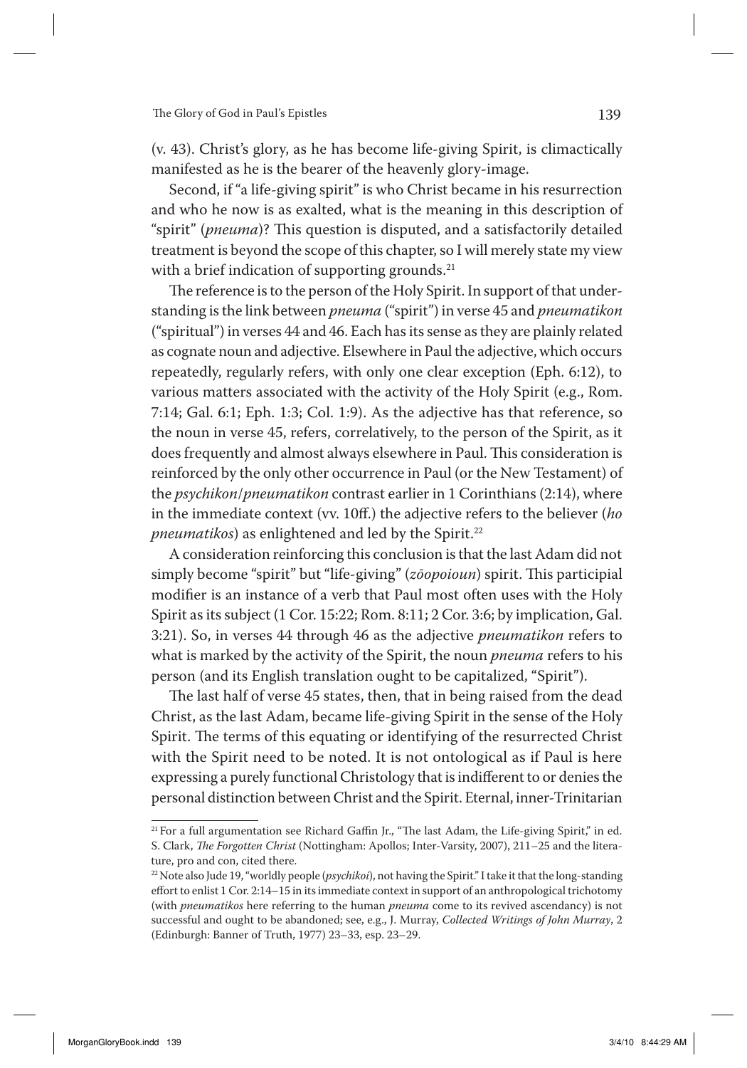(v. 43). Christ's glory, as he has become life-giving Spirit, is climactically manifested as he is the bearer of the heavenly glory-image.

Second, if "a life-giving spirit" is who Christ became in his resurrection and who he now is as exalted, what is the meaning in this description of "spirit" (*pneuma*)? This question is disputed, and a satisfactorily detailed treatment is beyond the scope of this chapter, so I will merely state my view with a brief indication of supporting grounds.[21]

The reference is to the person of the Holy Spirit. In support of that understanding is the link between *pneuma* ("spirit") in verse 45 and *pneumatikon* ("spiritual") in verses 44 and 46. Each has its sense as they are plainly related as cognate noun and adjective. Elsewhere in Paul the adjective, which occurs repeatedly, regularly refers, with only one clear exception (Eph. 6:12), to various matters associated with the activity of the Holy Spirit (e.g., Rom. 7:14; Gal. 6:1; Eph. 1:3; Col. 1:9). As the adjective has that reference, so the noun in verse 45, refers, correlatively, to the person of the Spirit, as it does frequently and almost always elsewhere in Paul. This consideration is reinforced by the only other occurrence in Paul (or the New Testament) of the *psychikon*/*pneumatikon* contrast earlier in 1 Corinthians (2:14), where in the immediate context (vv. 10ff.) the adjective refers to the believer (*ho pneumatikos*) as enlightened and led by the Spirit.[22]

A consideration reinforcing this conclusion is that the last Adam did not simply become "spirit" but "life-giving" (*zōopoioun*) spirit. This participial modifier is an instance of a verb that Paul most often uses with the Holy Spirit as its subject (1 Cor. 15:22; Rom. 8:11; 2 Cor. 3:6; by implication, Gal. 3:21). So, in verses 44 through 46 as the adjective *pneumatikon* refers to what is marked by the activity of the Spirit, the noun *pneuma* refers to his person (and its English translation ought to be capitalized, "Spirit").

The last half of verse 45 states, then, that in being raised from the dead Christ, as the last Adam, became life-giving Spirit in the sense of the Holy Spirit. The terms of this equating or identifying of the resurrected Christ with the Spirit need to be noted. It is not ontological as if Paul is here expressing a purely functional Christology that is indifferent to or denies the personal distinction between Christ and the Spirit. Eternal, inner-Trinitarian

---

[21] For a full argumentation see Richard Gaffin Jr., "The last Adam, the Life-giving Spirit," in ed. S. Clark, *The Forgotten Christ* (Nottingham: Apollos; Inter-Varsity, 2007), 211–25 and the literature, pro and con, cited there.

[22] Note also Jude 19, "worldly people (*psychikoi*), not having the Spirit." I take it that the long-standing effort to enlist 1 Cor. 2:14–15 in its immediate context in support of an anthropological trichotomy (with *pneumatikos* here referring to the human *pneuma* come to its revived ascendancy) is not successful and ought to be abandoned; see, e.g., J. Murray, *Collected Writings of John Murray*, 2 (Edinburgh: Banner of Truth, 1977) 23–33, esp. 23–29.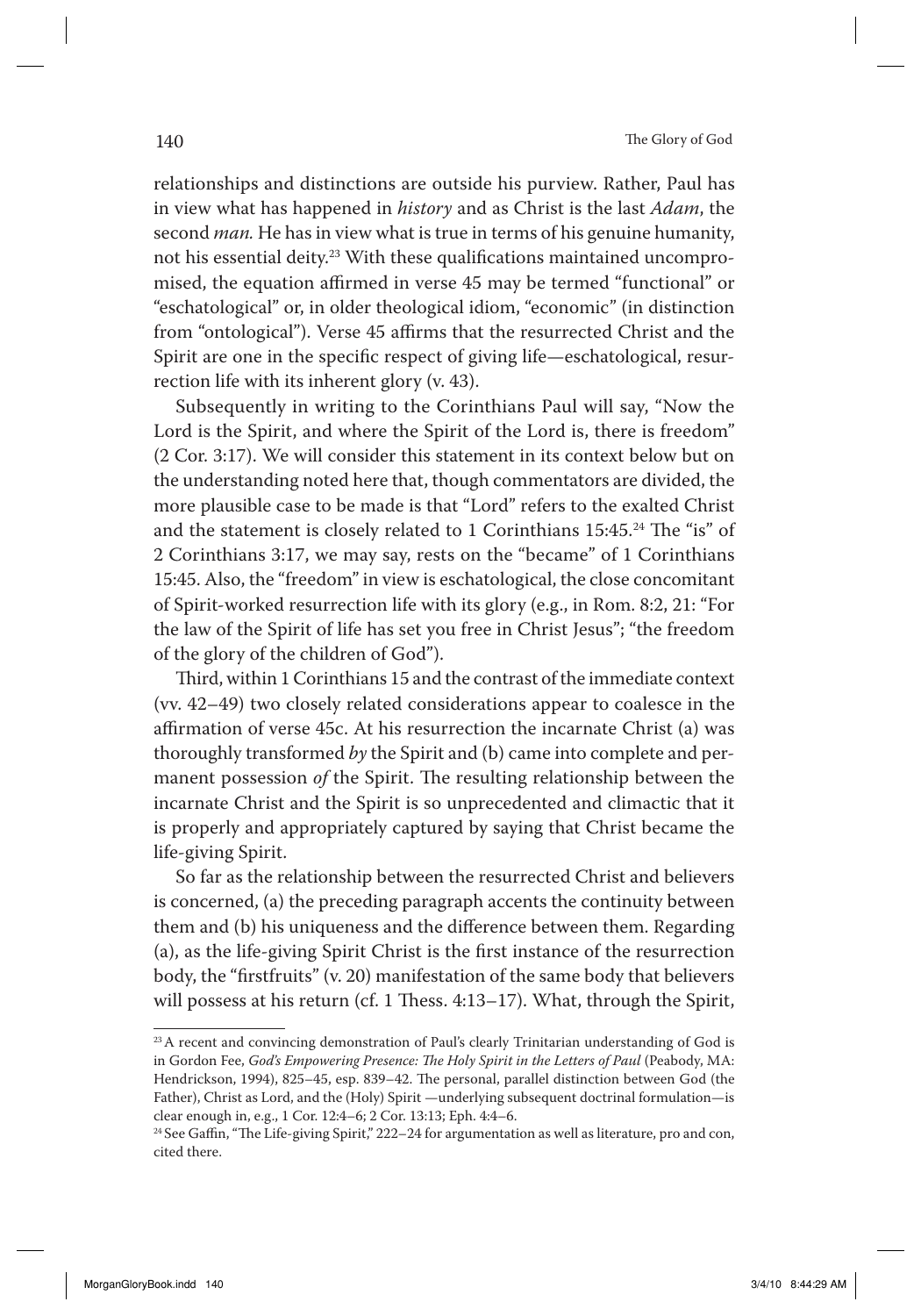relationships and distinctions are outside his purview. Rather, Paul has in view what has happened in *history* and as Christ is the last *Adam*, the second *man.* He has in view what is true in terms of his genuine humanity, not his essential deity.[23] With these qualifications maintained uncompromised, the equation affirmed in verse 45 may be termed "functional" or "eschatological" or, in older theological idiom, "economic" (in distinction from "ontological"). Verse 45 affirms that the resurrected Christ and the Spirit are one in the specific respect of giving life—eschatological, resurrection life with its inherent glory (v. 43).

Subsequently in writing to the Corinthians Paul will say, "Now the Lord is the Spirit, and where the Spirit of the Lord is, there is freedom" (2 Cor. 3:17). We will consider this statement in its context below but on the understanding noted here that, though commentators are divided, the more plausible case to be made is that "Lord" refers to the exalted Christ and the statement is closely related to 1 Corinthians 15:45.[24] The "is" of 2 Corinthians 3:17, we may say, rests on the "became" of 1 Corinthians 15:45. Also, the "freedom" in view is eschatological, the close concomitant of Spirit-worked resurrection life with its glory (e.g., in Rom. 8:2, 21: "For the law of the Spirit of life has set you free in Christ Jesus"; "the freedom of the glory of the children of God").

Third, within 1 Corinthians 15 and the contrast of the immediate context (vv. 42–49) two closely related considerations appear to coalesce in the affirmation of verse 45c. At his resurrection the incarnate Christ (a) was thoroughly transformed *by* the Spirit and (b) came into complete and permanent possession *of* the Spirit. The resulting relationship between the incarnate Christ and the Spirit is so unprecedented and climactic that it is properly and appropriately captured by saying that Christ became the life-giving Spirit.

So far as the relationship between the resurrected Christ and believers is concerned, (a) the preceding paragraph accents the continuity between them and (b) his uniqueness and the difference between them. Regarding (a), as the life-giving Spirit Christ is the first instance of the resurrection body, the "firstfruits" (v. 20) manifestation of the same body that believers will possess at his return (cf. 1 Thess. 4:13–17). What, through the Spirit,

---

[23] A recent and convincing demonstration of Paul's clearly Trinitarian understanding of God is in Gordon Fee, *God's Empowering Presence: The Holy Spirit in the Letters of Paul* (Peabody, MA: Hendrickson, 1994), 825–45, esp. 839–42. The personal, parallel distinction between God (the Father), Christ as Lord, and the (Holy) Spirit —underlying subsequent doctrinal formulation—is clear enough in, e.g., 1 Cor. 12:4–6; 2 Cor. 13:13; Eph. 4:4–6.

[24] See Gaffin, "The Life-giving Spirit," 222–24 for argumentation as well as literature, pro and con, cited there.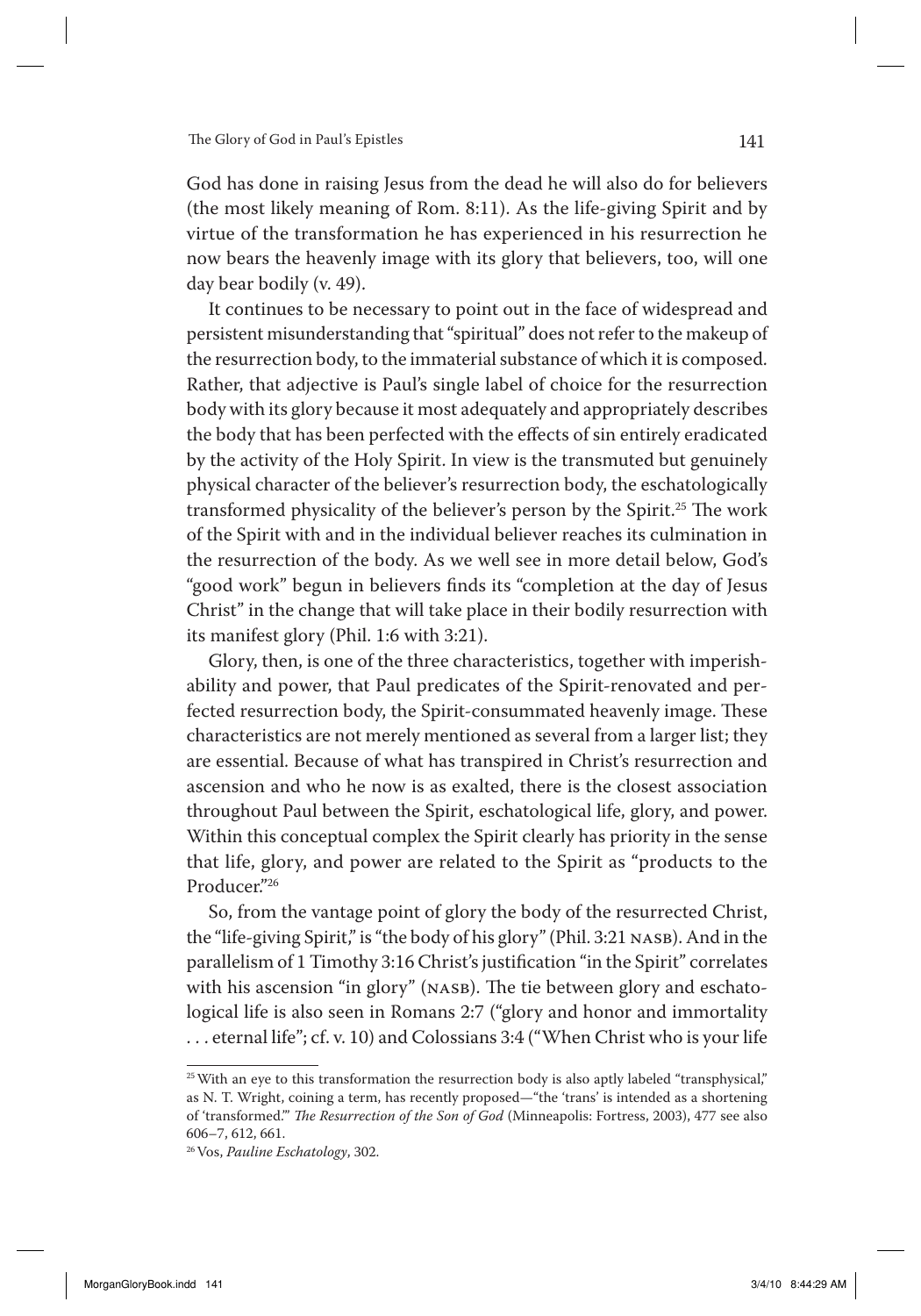God has done in raising Jesus from the dead he will also do for believers (the most likely meaning of Rom. 8:11). As the life-giving Spirit and by virtue of the transformation he has experienced in his resurrection he now bears the heavenly image with its glory that believers, too, will one day bear bodily (v. 49).

It continues to be necessary to point out in the face of widespread and persistent misunderstanding that "spiritual" does not refer to the makeup of the resurrection body, to the immaterial substance of which it is composed. Rather, that adjective is Paul's single label of choice for the resurrection body with its glory because it most adequately and appropriately describes the body that has been perfected with the effects of sin entirely eradicated by the activity of the Holy Spirit. In view is the transmuted but genuinely physical character of the believer's resurrection body, the eschatologically transformed physicality of the believer's person by the Spirit.[25] The work of the Spirit with and in the individual believer reaches its culmination in the resurrection of the body. As we well see in more detail below, God's "good work" begun in believers finds its "completion at the day of Jesus Christ" in the change that will take place in their bodily resurrection with its manifest glory (Phil. 1:6 with 3:21).

Glory, then, is one of the three characteristics, together with imperishability and power, that Paul predicates of the Spirit-renovated and perfected resurrection body, the Spirit-consummated heavenly image. These characteristics are not merely mentioned as several from a larger list; they are essential. Because of what has transpired in Christ's resurrection and ascension and who he now is as exalted, there is the closest association throughout Paul between the Spirit, eschatological life, glory, and power. Within this conceptual complex the Spirit clearly has priority in the sense that life, glory, and power are related to the Spirit as "products to the Producer."[26]

So, from the vantage point of glory the body of the resurrected Christ, the "life-giving Spirit," is "the body of his glory" (Phil. 3:21 NASB). And in the parallelism of 1 Timothy 3:16 Christ's justification "in the Spirit" correlates with his ascension "in glory" (NASB). The tie between glory and eschatological life is also seen in Romans 2:7 ("glory and honor and immortality . . . eternal life"; cf. v. 10) and Colossians 3:4 ("When Christ who is your life

---

[25] With an eye to this transformation the resurrection body is also aptly labeled "transphysical," as N. T. Wright, coining a term, has recently proposed—"the 'trans' is intended as a shortening of 'transformed.'" *The Resurrection of the Son of God* (Minneapolis: Fortress, 2003), 477 see also 606–7, 612, 661.

[26] Vos, *Pauline Eschatology*, 302.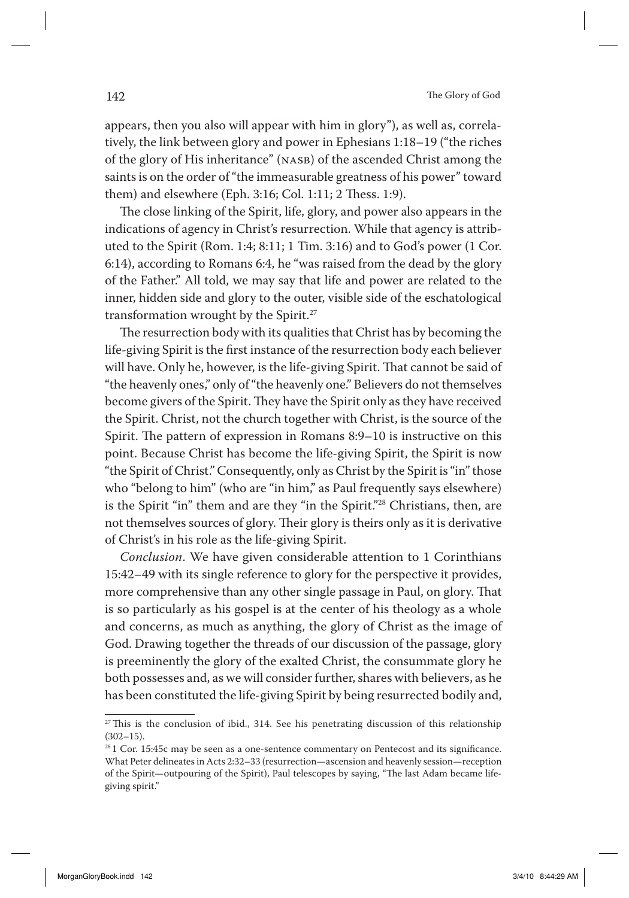appears, then you also will appear with him in glory"), as well as, correlatively, the link between glory and power in Ephesians 1:18–19 ("the riches of the glory of His inheritance" (NASB) of the ascended Christ among the saints is on the order of "the immeasurable greatness of his power" toward them) and elsewhere (Eph. 3:16; Col. 1:11; 2 Thess. 1:9).

The close linking of the Spirit, life, glory, and power also appears in the indications of agency in Christ's resurrection. While that agency is attributed to the Spirit (Rom. 1:4; 8:11; 1 Tim. 3:16) and to God's power (1 Cor. 6:14), according to Romans 6:4, he "was raised from the dead by the glory of the Father." All told, we may say that life and power are related to the inner, hidden side and glory to the outer, visible side of the eschatological transformation wrought by the Spirit.[27]

The resurrection body with its qualities that Christ has by becoming the life-giving Spirit is the first instance of the resurrection body each believer will have. Only he, however, is the life-giving Spirit. That cannot be said of "the heavenly ones," only of "the heavenly one." Believers do not themselves become givers of the Spirit. They have the Spirit only as they have received the Spirit. Christ, not the church together with Christ, is the source of the Spirit. The pattern of expression in Romans 8:9–10 is instructive on this point. Because Christ has become the life-giving Spirit, the Spirit is now "the Spirit of Christ." Consequently, only as Christ by the Spirit is "in" those who "belong to him" (who are "in him," as Paul frequently says elsewhere) is the Spirit "in" them and are they "in the Spirit."[28] Christians, then, are not themselves sources of glory. Their glory is theirs only as it is derivative of Christ's in his role as the life-giving Spirit.

*Conclusion*. We have given considerable attention to 1 Corinthians 15:42–49 with its single reference to glory for the perspective it provides, more comprehensive than any other single passage in Paul, on glory. That is so particularly as his gospel is at the center of his theology as a whole and concerns, as much as anything, the glory of Christ as the image of God. Drawing together the threads of our discussion of the passage, glory is preeminently the glory of the exalted Christ, the consummate glory he both possesses and, as we will consider further, shares with believers, as he has been constituted the life-giving Spirit by being resurrected bodily and,

---

[27] This is the conclusion of ibid., 314. See his penetrating discussion of this relationship (302–15).

[28] 1 Cor. 15:45c may be seen as a one-sentence commentary on Pentecost and its significance. What Peter delineates in Acts 2:32–33 (resurrection—ascension and heavenly session—reception of the Spirit—outpouring of the Spirit), Paul telescopes by saying, "The last Adam became life-giving spirit."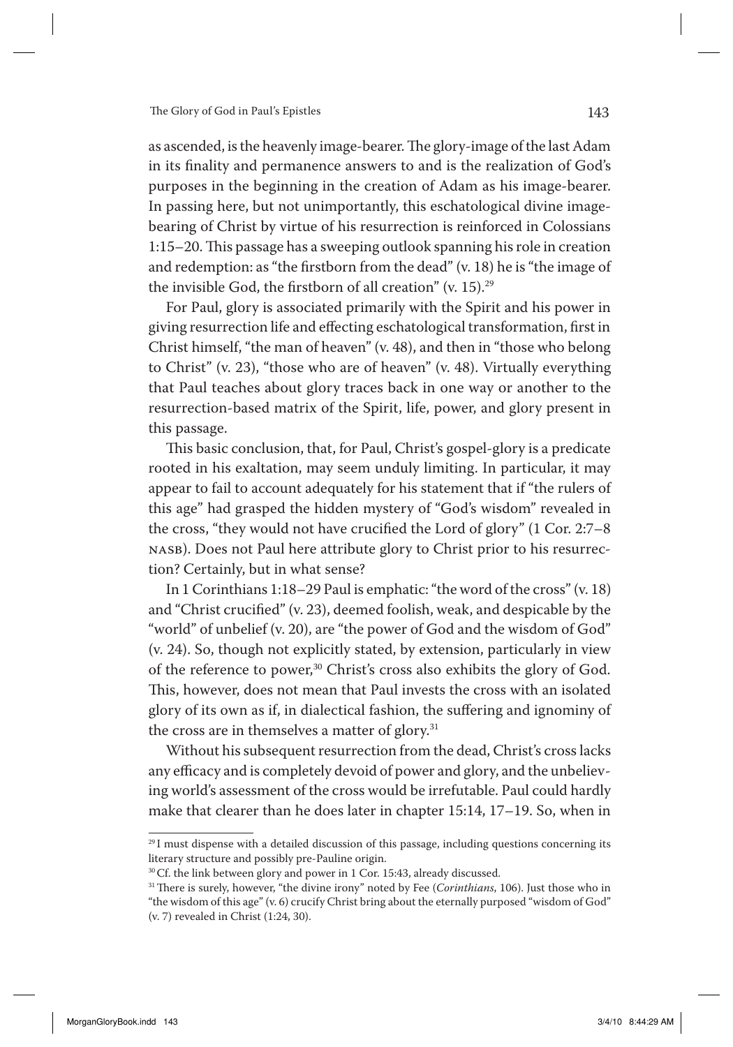as ascended, is the heavenly image-bearer. The glory-image of the last Adam in its finality and permanence answers to and is the realization of God's purposes in the beginning in the creation of Adam as his image-bearer. In passing here, but not unimportantly, this eschatological divine image-bearing of Christ by virtue of his resurrection is reinforced in Colossians 1:15–20. This passage has a sweeping outlook spanning his role in creation and redemption: as "the firstborn from the dead" (v. 18) he is "the image of the invisible God, the firstborn of all creation" (v. 15).[29]

For Paul, glory is associated primarily with the Spirit and his power in giving resurrection life and effecting eschatological transformation, first in Christ himself, "the man of heaven" (v. 48), and then in "those who belong to Christ" (v. 23), "those who are of heaven" (v. 48). Virtually everything that Paul teaches about glory traces back in one way or another to the resurrection-based matrix of the Spirit, life, power, and glory present in this passage.

This basic conclusion, that, for Paul, Christ's gospel-glory is a predicate rooted in his exaltation, may seem unduly limiting. In particular, it may appear to fail to account adequately for his statement that if "the rulers of this age" had grasped the hidden mystery of "God's wisdom" revealed in the cross, "they would not have crucified the Lord of glory" (1 Cor. 2:7–8 NASB). Does not Paul here attribute glory to Christ prior to his resurrection? Certainly, but in what sense?

In 1 Corinthians 1:18–29 Paul is emphatic: "the word of the cross" (v. 18) and "Christ crucified" (v. 23), deemed foolish, weak, and despicable by the "world" of unbelief (v. 20), are "the power of God and the wisdom of God" (v. 24). So, though not explicitly stated, by extension, particularly in view of the reference to power,[30] Christ's cross also exhibits the glory of God. This, however, does not mean that Paul invests the cross with an isolated glory of its own as if, in dialectical fashion, the suffering and ignominy of the cross are in themselves a matter of glory.[31]

Without his subsequent resurrection from the dead, Christ's cross lacks any efficacy and is completely devoid of power and glory, and the unbelieving world's assessment of the cross would be irrefutable. Paul could hardly make that clearer than he does later in chapter 15:14, 17–19. So, when in

---

[29] I must dispense with a detailed discussion of this passage, including questions concerning its literary structure and possibly pre-Pauline origin.

[30] Cf. the link between glory and power in 1 Cor. 15:43, already discussed.

[31] There is surely, however, "the divine irony" noted by Fee (*Corinthians*, 106). Just those who in "the wisdom of this age" (v. 6) crucify Christ bring about the eternally purposed "wisdom of God" (v. 7) revealed in Christ (1:24, 30).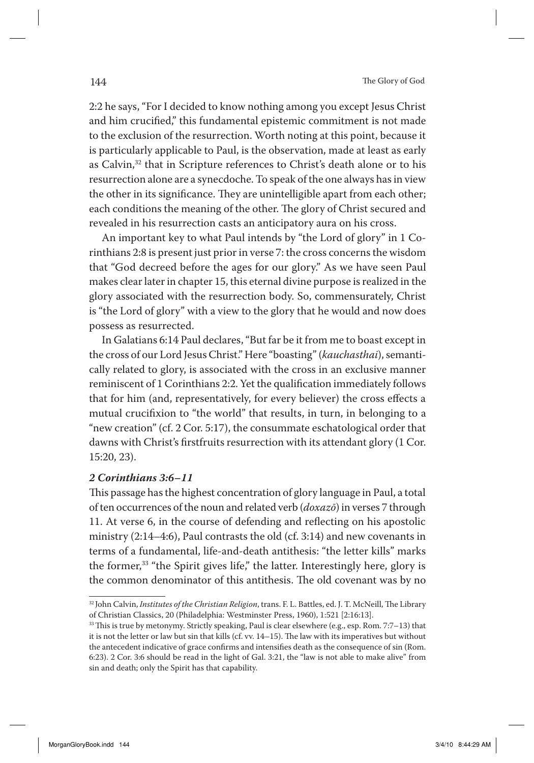2:2 he says, "For I decided to know nothing among you except Jesus Christ and him crucified," this fundamental epistemic commitment is not made to the exclusion of the resurrection. Worth noting at this point, because it is particularly applicable to Paul, is the observation, made at least as early as Calvin,[32] that in Scripture references to Christ's death alone or to his resurrection alone are a synecdoche. To speak of the one always has in view the other in its significance. They are unintelligible apart from each other; each conditions the meaning of the other. The glory of Christ secured and revealed in his resurrection casts an anticipatory aura on his cross.

An important key to what Paul intends by "the Lord of glory" in 1 Corinthians 2:8 is present just prior in verse 7: the cross concerns the wisdom that "God decreed before the ages for our glory." As we have seen Paul makes clear later in chapter 15, this eternal divine purpose is realized in the glory associated with the resurrection body. So, commensurately, Christ is "the Lord of glory" with a view to the glory that he would and now does possess as resurrected.

In Galatians 6:14 Paul declares, "But far be it from me to boast except in the cross of our Lord Jesus Christ." Here "boasting" (*kauchasthai*), semantically related to glory, is associated with the cross in an exclusive manner reminiscent of 1 Corinthians 2:2. Yet the qualification immediately follows that for him (and, representatively, for every believer) the cross effects a mutual crucifixion to "the world" that results, in turn, in belonging to a "new creation" (cf. 2 Cor. 5:17), the consummate eschatological order that dawns with Christ's firstfruits resurrection with its attendant glory (1 Cor. 15:20, 23).

### *2 Corinthians 3:6–11*

This passage has the highest concentration of glory language in Paul, a total of ten occurrences of the noun and related verb (*doxazō*) in verses 7 through 11. At verse 6, in the course of defending and reflecting on his apostolic ministry (2:14–4:6), Paul contrasts the old (cf. 3:14) and new covenants in terms of a fundamental, life-and-death antithesis: "the letter kills" marks the former,[33] "the Spirit gives life," the latter. Interestingly here, glory is the common denominator of this antithesis. The old covenant was by no

---

[32] John Calvin, *Institutes of the Christian Religion*, trans. F. L. Battles, ed. J. T. McNeill, The Library of Christian Classics, 20 (Philadelphia: Westminster Press, 1960), 1:521 [2:16:13].

[33] This is true by metonymy. Strictly speaking, Paul is clear elsewhere (e.g., esp. Rom. 7:7–13) that it is not the letter or law but sin that kills (cf. vv. 14–15). The law with its imperatives but without the antecedent indicative of grace confirms and intensifies death as the consequence of sin (Rom. 6:23). 2 Cor. 3:6 should be read in the light of Gal. 3:21, the "law is not able to make alive" from sin and death; only the Spirit has that capability.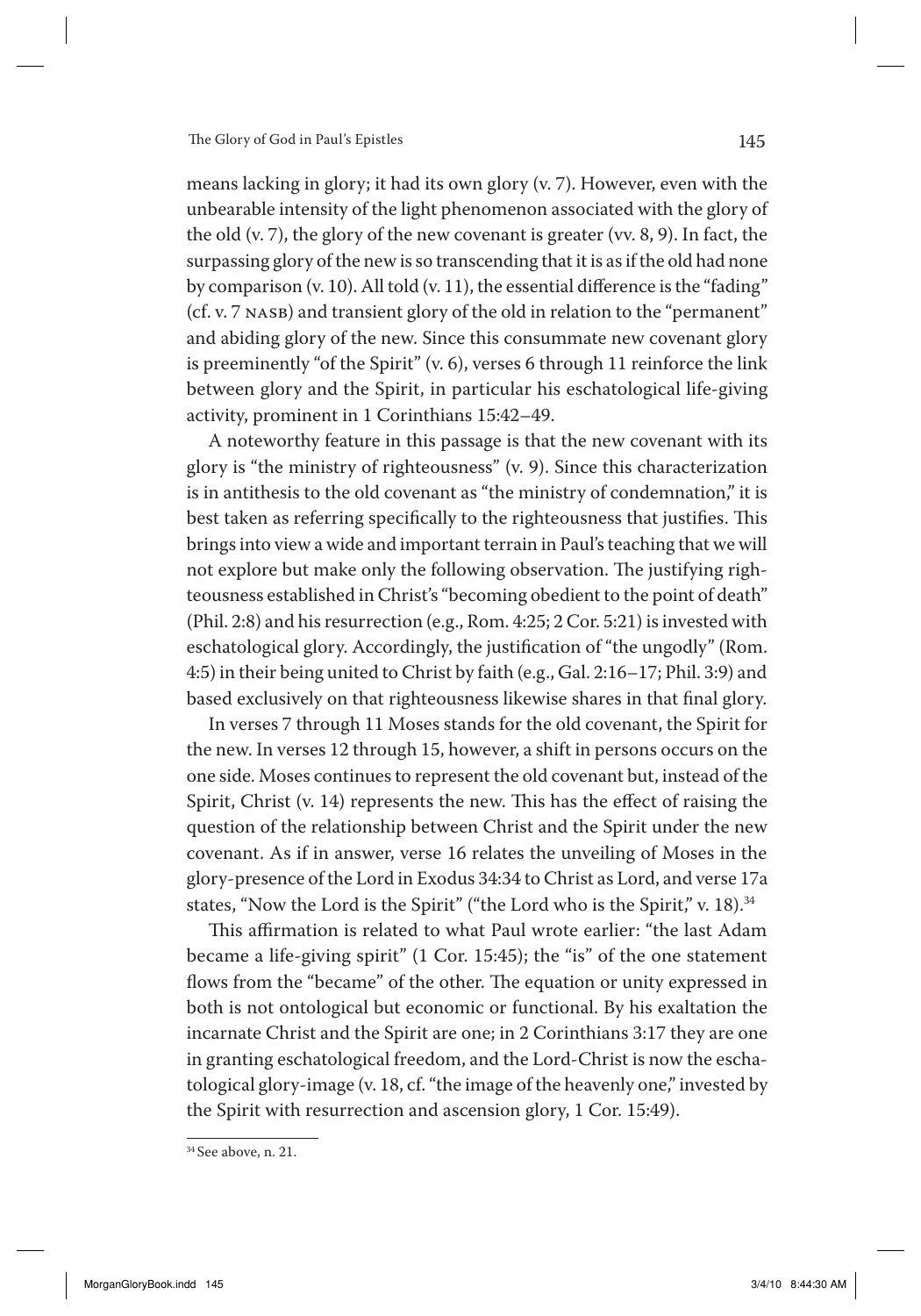means lacking in glory; it had its own glory (v. 7). However, even with the unbearable intensity of the light phenomenon associated with the glory of the old (v. 7), the glory of the new covenant is greater (vv. 8, 9). In fact, the surpassing glory of the new is so transcending that it is as if the old had none by comparison (v. 10). All told (v. 11), the essential difference is the "fading" (cf. v. 7 NASB) and transient glory of the old in relation to the "permanent" and abiding glory of the new. Since this consummate new covenant glory is preeminently "of the Spirit" (v. 6), verses 6 through 11 reinforce the link between glory and the Spirit, in particular his eschatological life-giving activity, prominent in 1 Corinthians 15:42–49.

A noteworthy feature in this passage is that the new covenant with its glory is "the ministry of righteousness" (v. 9). Since this characterization is in antithesis to the old covenant as "the ministry of condemnation," it is best taken as referring specifically to the righteousness that justifies. This brings into view a wide and important terrain in Paul's teaching that we will not explore but make only the following observation. The justifying righteousness established in Christ's "becoming obedient to the point of death" (Phil. 2:8) and his resurrection (e.g., Rom. 4:25; 2 Cor. 5:21) is invested with eschatological glory. Accordingly, the justification of "the ungodly" (Rom. 4:5) in their being united to Christ by faith (e.g., Gal. 2:16–17; Phil. 3:9) and based exclusively on that righteousness likewise shares in that final glory.

In verses 7 through 11 Moses stands for the old covenant, the Spirit for the new. In verses 12 through 15, however, a shift in persons occurs on the one side. Moses continues to represent the old covenant but, instead of the Spirit, Christ (v. 14) represents the new. This has the effect of raising the question of the relationship between Christ and the Spirit under the new covenant. As if in answer, verse 16 relates the unveiling of Moses in the glory-presence of the Lord in Exodus 34:34 to Christ as Lord, and verse 17a states, "Now the Lord is the Spirit" ("the Lord who is the Spirit," v. 18).[34]

This affirmation is related to what Paul wrote earlier: "the last Adam became a life-giving spirit" (1 Cor. 15:45); the "is" of the one statement flows from the "became" of the other. The equation or unity expressed in both is not ontological but economic or functional. By his exaltation the incarnate Christ and the Spirit are one; in 2 Corinthians 3:17 they are one in granting eschatological freedom, and the Lord-Christ is now the eschatological glory-image (v. 18, cf. "the image of the heavenly one," invested by the Spirit with resurrection and ascension glory, 1 Cor. 15:49).

[34] See above, n. 21.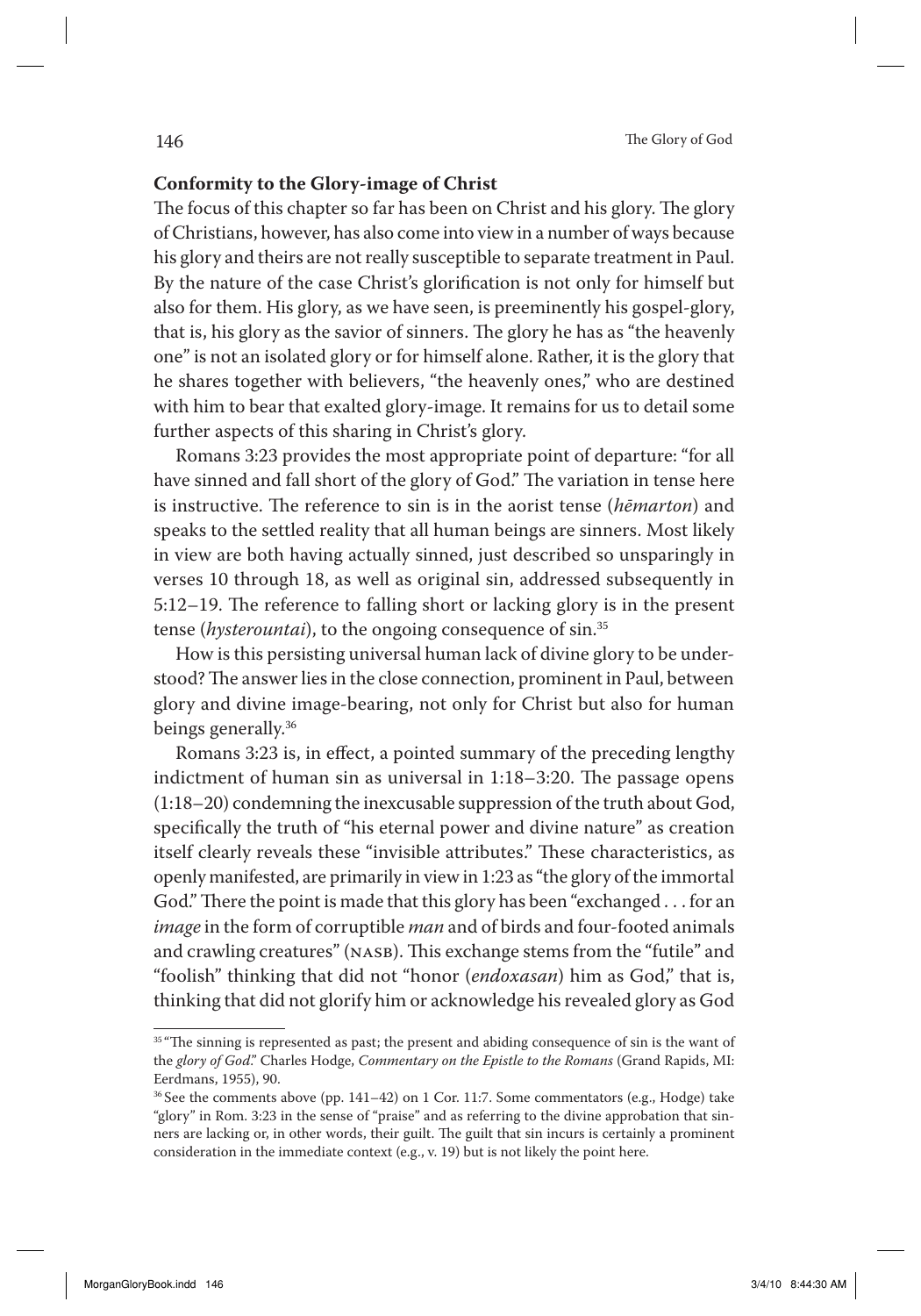### Conformity to the Glory-image of Christ

The focus of this chapter so far has been on Christ and his glory. The glory of Christians, however, has also come into view in a number of ways because his glory and theirs are not really susceptible to separate treatment in Paul. By the nature of the case Christ's glorification is not only for himself but also for them. His glory, as we have seen, is preeminently his gospel-glory, that is, his glory as the savior of sinners. The glory he has as "the heavenly one" is not an isolated glory or for himself alone. Rather, it is the glory that he shares together with believers, "the heavenly ones," who are destined with him to bear that exalted glory-image. It remains for us to detail some further aspects of this sharing in Christ's glory.

Romans 3:23 provides the most appropriate point of departure: "for all have sinned and fall short of the glory of God." The variation in tense here is instructive. The reference to sin is in the aorist tense (*hēmarton*) and speaks to the settled reality that all human beings are sinners. Most likely in view are both having actually sinned, just described so unsparingly in verses 10 through 18, as well as original sin, addressed subsequently in 5:12–19. The reference to falling short or lacking glory is in the present tense (*hysterountai*), to the ongoing consequence of sin.[35]

How is this persisting universal human lack of divine glory to be understood? The answer lies in the close connection, prominent in Paul, between glory and divine image-bearing, not only for Christ but also for human beings generally.[36]

Romans 3:23 is, in effect, a pointed summary of the preceding lengthy indictment of human sin as universal in 1:18–3:20. The passage opens (1:18–20) condemning the inexcusable suppression of the truth about God, specifically the truth of "his eternal power and divine nature" as creation itself clearly reveals these "invisible attributes." These characteristics, as openly manifested, are primarily in view in 1:23 as "the glory of the immortal God." There the point is made that this glory has been "exchanged . . . for an *image* in the form of corruptible *man* and of birds and four-footed animals and crawling creatures" (NASB). This exchange stems from the "futile" and "foolish" thinking that did not "honor (*endoxasan*) him as God," that is, thinking that did not glorify him or acknowledge his revealed glory as God

---

[35] "The sinning is represented as past; the present and abiding consequence of sin is the want of the *glory of God*." Charles Hodge, *Commentary on the Epistle to the Romans* (Grand Rapids, MI: Eerdmans, 1955), 90.

[36] See the comments above (pp. 141–42) on 1 Cor. 11:7. Some commentators (e.g., Hodge) take "glory" in Rom. 3:23 in the sense of "praise" and as referring to the divine approbation that sinners are lacking or, in other words, their guilt. The guilt that sin incurs is certainly a prominent consideration in the immediate context (e.g., v. 19) but is not likely the point here.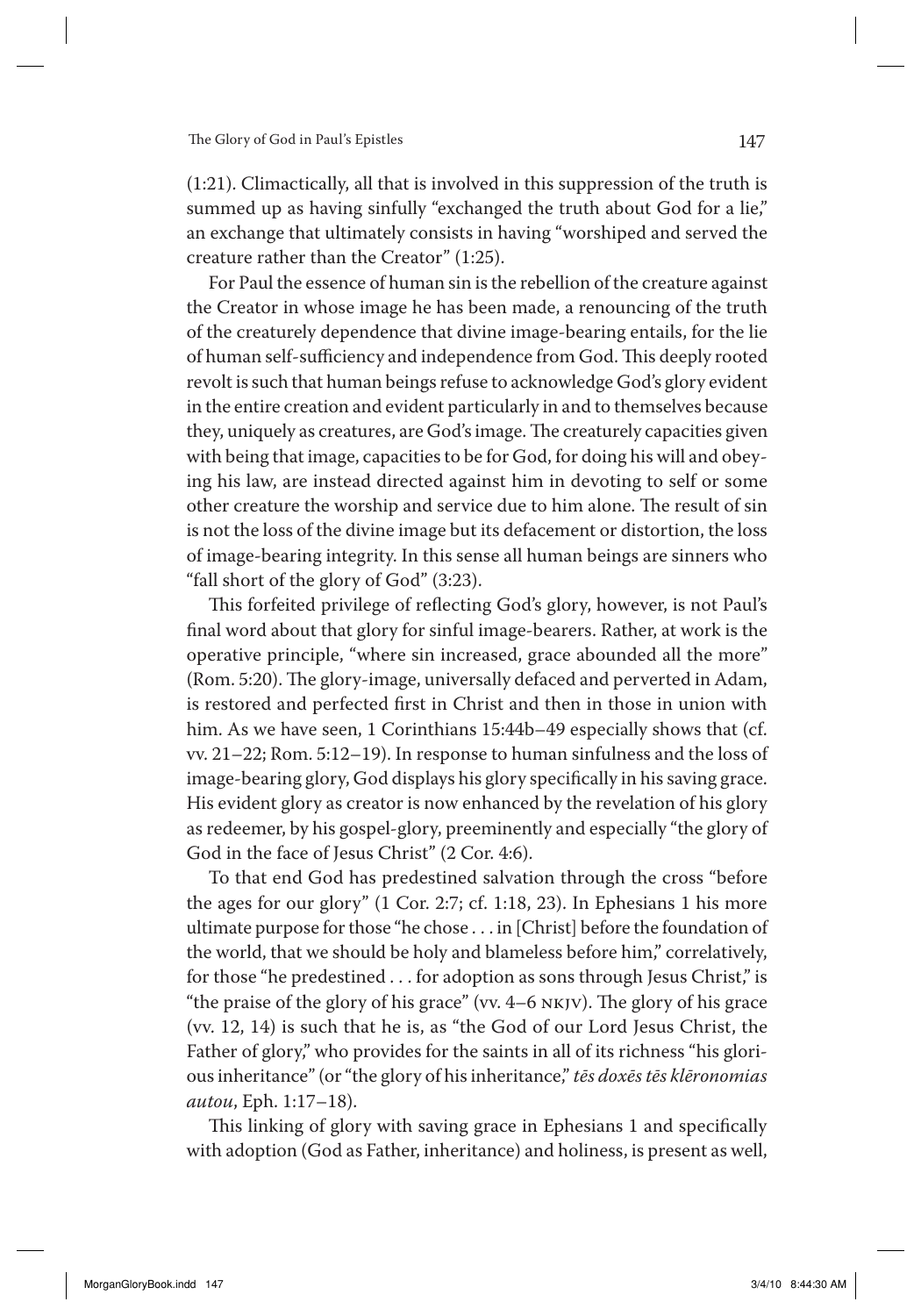(1:21). Climactically, all that is involved in this suppression of the truth is summed up as having sinfully "exchanged the truth about God for a lie," an exchange that ultimately consists in having "worshiped and served the creature rather than the Creator" (1:25).

For Paul the essence of human sin is the rebellion of the creature against the Creator in whose image he has been made, a renouncing of the truth of the creaturely dependence that divine image-bearing entails, for the lie of human self-sufficiency and independence from God. This deeply rooted revolt is such that human beings refuse to acknowledge God's glory evident in the entire creation and evident particularly in and to themselves because they, uniquely as creatures, are God's image. The creaturely capacities given with being that image, capacities to be for God, for doing his will and obeying his law, are instead directed against him in devoting to self or some other creature the worship and service due to him alone. The result of sin is not the loss of the divine image but its defacement or distortion, the loss of image-bearing integrity. In this sense all human beings are sinners who "fall short of the glory of God" (3:23).

This forfeited privilege of reflecting God's glory, however, is not Paul's final word about that glory for sinful image-bearers. Rather, at work is the operative principle, "where sin increased, grace abounded all the more" (Rom. 5:20). The glory-image, universally defaced and perverted in Adam, is restored and perfected first in Christ and then in those in union with him. As we have seen, 1 Corinthians 15:44b–49 especially shows that (cf. vv. 21–22; Rom. 5:12–19). In response to human sinfulness and the loss of image-bearing glory, God displays his glory specifically in his saving grace. His evident glory as creator is now enhanced by the revelation of his glory as redeemer, by his gospel-glory, preeminently and especially "the glory of God in the face of Jesus Christ" (2 Cor. 4:6).

To that end God has predestined salvation through the cross "before the ages for our glory" (1 Cor. 2:7; cf. 1:18, 23). In Ephesians 1 his more ultimate purpose for those "he chose . . . in [Christ] before the foundation of the world, that we should be holy and blameless before him," correlatively, for those "he predestined . . . for adoption as sons through Jesus Christ," is "the praise of the glory of his grace" (vv. 4–6 NKJV). The glory of his grace (vv. 12, 14) is such that he is, as "the God of our Lord Jesus Christ, the Father of glory," who provides for the saints in all of its richness "his glorious inheritance" (or "the glory of his inheritance," *tēs doxēs tēs klēronomias autou*, Eph. 1:17–18).

This linking of glory with saving grace in Ephesians 1 and specifically with adoption (God as Father, inheritance) and holiness, is present as well,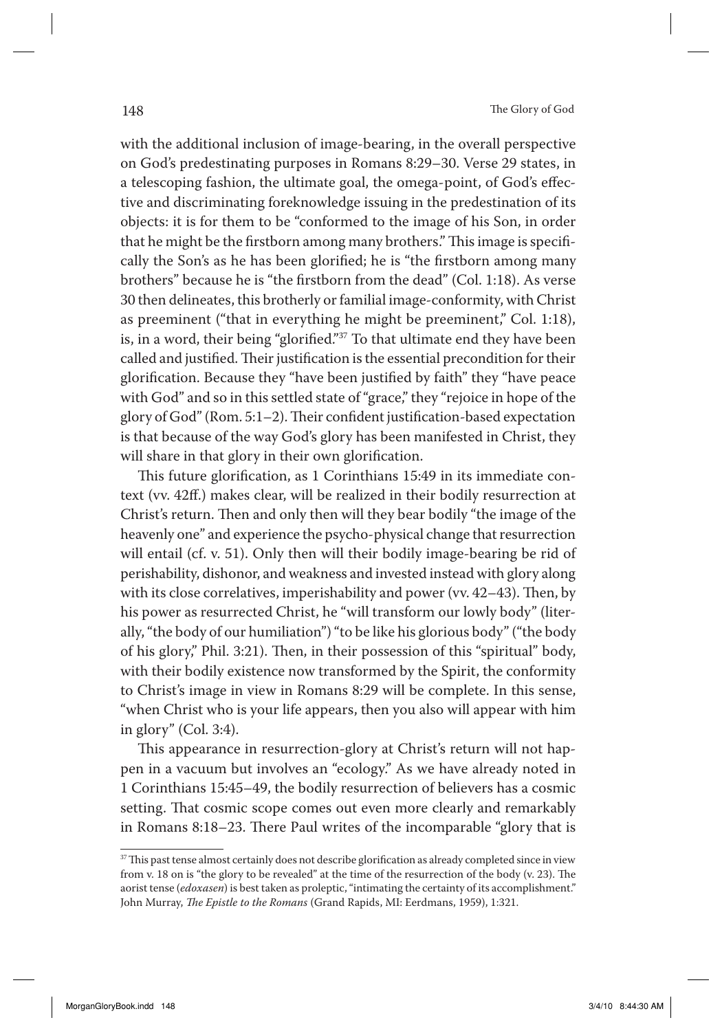with the additional inclusion of image-bearing, in the overall perspective on God's predestinating purposes in Romans 8:29–30. Verse 29 states, in a telescoping fashion, the ultimate goal, the omega-point, of God's effective and discriminating foreknowledge issuing in the predestination of its objects: it is for them to be "conformed to the image of his Son, in order that he might be the firstborn among many brothers." This image is specifically the Son's as he has been glorified; he is "the firstborn among many brothers" because he is "the firstborn from the dead" (Col. 1:18). As verse 30 then delineates, this brotherly or familial image-conformity, with Christ as preeminent ("that in everything he might be preeminent," Col. 1:18), is, in a word, their being "glorified."[37] To that ultimate end they have been called and justified. Their justification is the essential precondition for their glorification. Because they "have been justified by faith" they "have peace with God" and so in this settled state of "grace," they "rejoice in hope of the glory of God" (Rom. 5:1–2). Their confident justification-based expectation is that because of the way God's glory has been manifested in Christ, they will share in that glory in their own glorification.

This future glorification, as 1 Corinthians 15:49 in its immediate context (vv. 42ff.) makes clear, will be realized in their bodily resurrection at Christ's return. Then and only then will they bear bodily "the image of the heavenly one" and experience the psycho-physical change that resurrection will entail (cf. v. 51). Only then will their bodily image-bearing be rid of perishability, dishonor, and weakness and invested instead with glory along with its close correlatives, imperishability and power (vv. 42–43). Then, by his power as resurrected Christ, he "will transform our lowly body" (literally, "the body of our humiliation") "to be like his glorious body" ("the body of his glory," Phil. 3:21). Then, in their possession of this "spiritual" body, with their bodily existence now transformed by the Spirit, the conformity to Christ's image in view in Romans 8:29 will be complete. In this sense, "when Christ who is your life appears, then you also will appear with him in glory" (Col. 3:4).

This appearance in resurrection-glory at Christ's return will not happen in a vacuum but involves an "ecology." As we have already noted in 1 Corinthians 15:45–49, the bodily resurrection of believers has a cosmic setting. That cosmic scope comes out even more clearly and remarkably in Romans 8:18–23. There Paul writes of the incomparable "glory that is

---

[37] This past tense almost certainly does not describe glorification as already completed since in view from v. 18 on is "the glory to be revealed" at the time of the resurrection of the body (v. 23). The aorist tense (*edoxasen*) is best taken as proleptic, "intimating the certainty of its accomplishment." John Murray, *The Epistle to the Romans* (Grand Rapids, MI: Eerdmans, 1959), 1:321.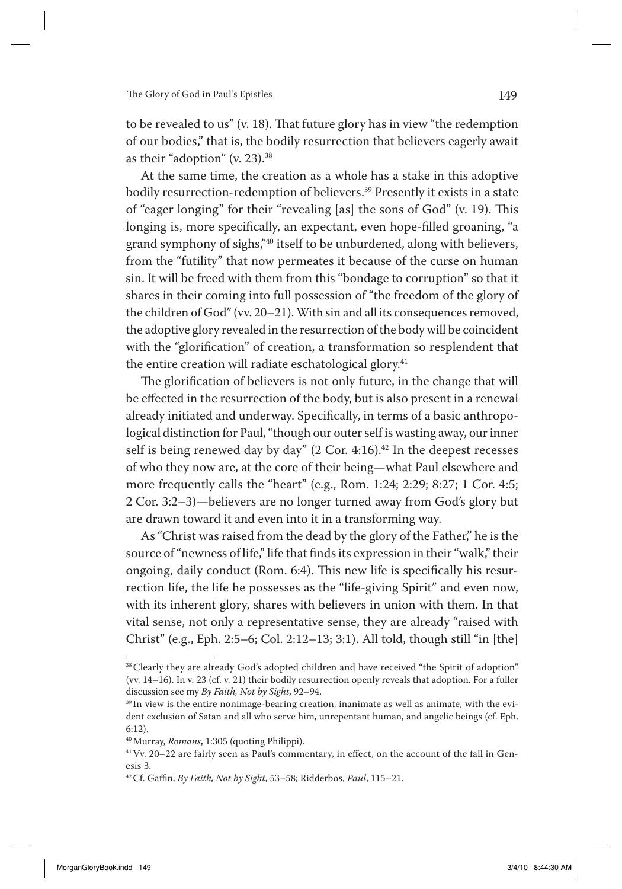to be revealed to us" (v. 18). That future glory has in view "the redemption of our bodies," that is, the bodily resurrection that believers eagerly await as their "adoption" (v. 23).[38]

At the same time, the creation as a whole has a stake in this adoptive bodily resurrection-redemption of believers.[39] Presently it exists in a state of "eager longing" for their "revealing [as] the sons of God" (v. 19). This longing is, more specifically, an expectant, even hope-filled groaning, "a grand symphony of sighs,"[40] itself to be unburdened, along with believers, from the "futility" that now permeates it because of the curse on human sin. It will be freed with them from this "bondage to corruption" so that it shares in their coming into full possession of "the freedom of the glory of the children of God" (vv. 20–21). With sin and all its consequences removed, the adoptive glory revealed in the resurrection of the body will be coincident with the "glorification" of creation, a transformation so resplendent that the entire creation will radiate eschatological glory.[41]

The glorification of believers is not only future, in the change that will be effected in the resurrection of the body, but is also present in a renewal already initiated and underway. Specifically, in terms of a basic anthropological distinction for Paul, "though our outer self is wasting away, our inner self is being renewed day by day" (2 Cor. 4:16).[42] In the deepest recesses of who they now are, at the core of their being—what Paul elsewhere and more frequently calls the "heart" (e.g., Rom. 1:24; 2:29; 8:27; 1 Cor. 4:5; 2 Cor. 3:2–3)—believers are no longer turned away from God's glory but are drawn toward it and even into it in a transforming way.

As "Christ was raised from the dead by the glory of the Father," he is the source of "newness of life," life that finds its expression in their "walk," their ongoing, daily conduct (Rom. 6:4). This new life is specifically his resurrection life, the life he possesses as the "life-giving Spirit" and even now, with its inherent glory, shares with believers in union with them. In that vital sense, not only a representative sense, they are already "raised with Christ" (e.g., Eph. 2:5–6; Col. 2:12–13; 3:1). All told, though still "in [the]

---

[38] Clearly they are already God's adopted children and have received "the Spirit of adoption" (vv. 14–16). In v. 23 (cf. v. 21) their bodily resurrection openly reveals that adoption. For a fuller discussion see my *By Faith, Not by Sight*, 92–94.

[39] In view is the entire nonimage-bearing creation, inanimate as well as animate, with the evident exclusion of Satan and all who serve him, unrepentant human, and angelic beings (cf. Eph. 6:12).

[40] Murray, *Romans*, 1:305 (quoting Philippi).

[41] Vv. 20–22 are fairly seen as Paul's commentary, in effect, on the account of the fall in Genesis 3.

[42] Cf. Gaffin, *By Faith, Not by Sight*, 53–58; Ridderbos, *Paul*, 115–21.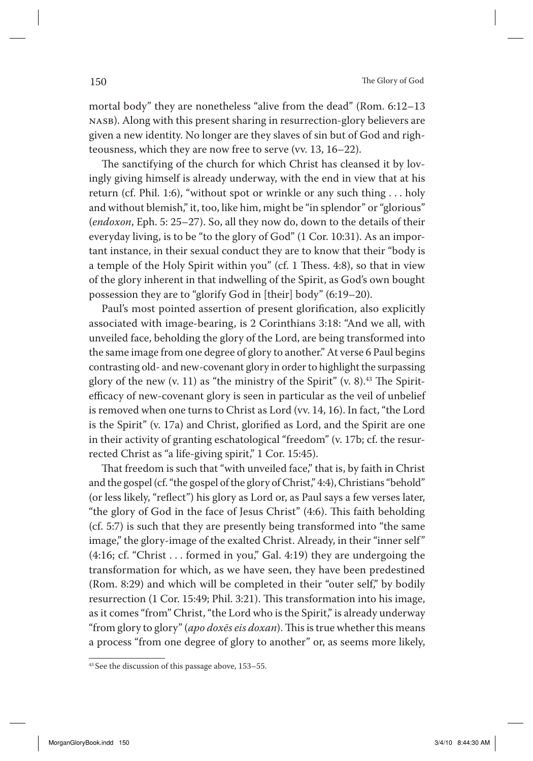mortal body" they are nonetheless "alive from the dead" (Rom. 6:12–13 NASB). Along with this present sharing in resurrection-glory believers are given a new identity. No longer are they slaves of sin but of God and righteousness, which they are now free to serve (vv. 13, 16–22).

The sanctifying of the church for which Christ has cleansed it by lovingly giving himself is already underway, with the end in view that at his return (cf. Phil. 1:6), "without spot or wrinkle or any such thing . . . holy and without blemish," it, too, like him, might be "in splendor" or "glorious" (*endoxon*, Eph. 5: 25–27). So, all they now do, down to the details of their everyday living, is to be "to the glory of God" (1 Cor. 10:31). As an important instance, in their sexual conduct they are to know that their "body is a temple of the Holy Spirit within you" (cf. 1 Thess. 4:8), so that in view of the glory inherent in that indwelling of the Spirit, as God's own bought possession they are to "glorify God in [their] body" (6:19–20).

Paul's most pointed assertion of present glorification, also explicitly associated with image-bearing, is 2 Corinthians 3:18: "And we all, with unveiled face, beholding the glory of the Lord, are being transformed into the same image from one degree of glory to another." At verse 6 Paul begins contrasting old- and new-covenant glory in order to highlight the surpassing glory of the new (v. 11) as "the ministry of the Spirit" (v. 8).[43] The Spirit-efficacy of new-covenant glory is seen in particular as the veil of unbelief is removed when one turns to Christ as Lord (vv. 14, 16). In fact, "the Lord is the Spirit" (v. 17a) and Christ, glorified as Lord, and the Spirit are one in their activity of granting eschatological "freedom" (v. 17b; cf. the resurrected Christ as "a life-giving spirit," 1 Cor. 15:45).

That freedom is such that "with unveiled face," that is, by faith in Christ and the gospel (cf. "the gospel of the glory of Christ," 4:4), Christians "behold" (or less likely, "reflect") his glory as Lord or, as Paul says a few verses later, "the glory of God in the face of Jesus Christ" (4:6). This faith beholding (cf. 5:7) is such that they are presently being transformed into "the same image," the glory-image of the exalted Christ. Already, in their "inner self" (4:16; cf. "Christ . . . formed in you," Gal. 4:19) they are undergoing the transformation for which, as we have seen, they have been predestined (Rom. 8:29) and which will be completed in their "outer self," by bodily resurrection (1 Cor. 15:49; Phil. 3:21). This transformation into his image, as it comes "from" Christ, "the Lord who is the Spirit," is already underway "from glory to glory" (*apo doxēs eis doxan*). This is true whether this means a process "from one degree of glory to another" or, as seems more likely,

[43] See the discussion of this passage above, 153–55.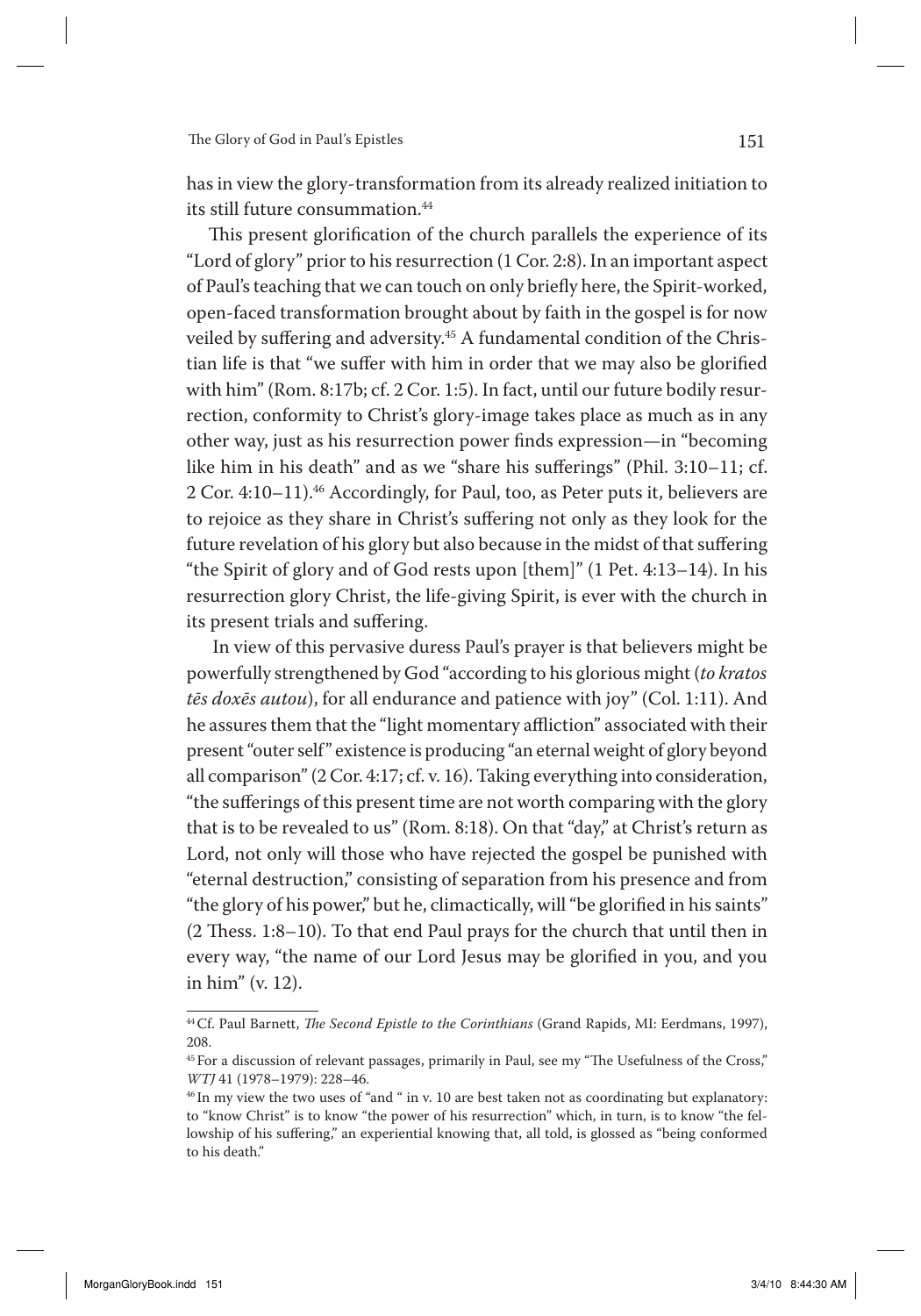has in view the glory-transformation from its already realized initiation to its still future consummation.[44]

This present glorification of the church parallels the experience of its "Lord of glory" prior to his resurrection (1 Cor. 2:8). In an important aspect of Paul's teaching that we can touch on only briefly here, the Spirit-worked, open-faced transformation brought about by faith in the gospel is for now veiled by suffering and adversity.[45] A fundamental condition of the Christian life is that "we suffer with him in order that we may also be glorified with him" (Rom. 8:17b; cf. 2 Cor. 1:5). In fact, until our future bodily resurrection, conformity to Christ's glory-image takes place as much as in any other way, just as his resurrection power finds expression—in "becoming like him in his death" and as we "share his sufferings" (Phil. 3:10–11; cf. 2 Cor. 4:10–11).[46] Accordingly, for Paul, too, as Peter puts it, believers are to rejoice as they share in Christ's suffering not only as they look for the future revelation of his glory but also because in the midst of that suffering "the Spirit of glory and of God rests upon [them]" (1 Pet. 4:13–14). In his resurrection glory Christ, the life-giving Spirit, is ever with the church in its present trials and suffering.

In view of this pervasive duress Paul's prayer is that believers might be powerfully strengthened by God "according to his glorious might (*to kratos tēs doxēs autou*), for all endurance and patience with joy" (Col. 1:11). And he assures them that the "light momentary affliction" associated with their present "outer self" existence is producing "an eternal weight of glory beyond all comparison" (2 Cor. 4:17; cf. v. 16). Taking everything into consideration, "the sufferings of this present time are not worth comparing with the glory that is to be revealed to us" (Rom. 8:18). On that "day," at Christ's return as Lord, not only will those who have rejected the gospel be punished with "eternal destruction," consisting of separation from his presence and from "the glory of his power," but he, climactically, will "be glorified in his saints" (2 Thess. 1:8–10). To that end Paul prays for the church that until then in every way, "the name of our Lord Jesus may be glorified in you, and you in him" (v. 12).

---

[44] Cf. Paul Barnett, *The Second Epistle to the Corinthians* (Grand Rapids, MI: Eerdmans, 1997), 208.

[45] For a discussion of relevant passages, primarily in Paul, see my "The Usefulness of the Cross," *WTJ* 41 (1978–1979): 228–46.

[46] In my view the two uses of "and " in v. 10 are best taken not as coordinating but explanatory: to "know Christ" is to know "the power of his resurrection" which, in turn, is to know "the fellowship of his suffering," an experiential knowing that, all told, is glossed as "being conformed to his death."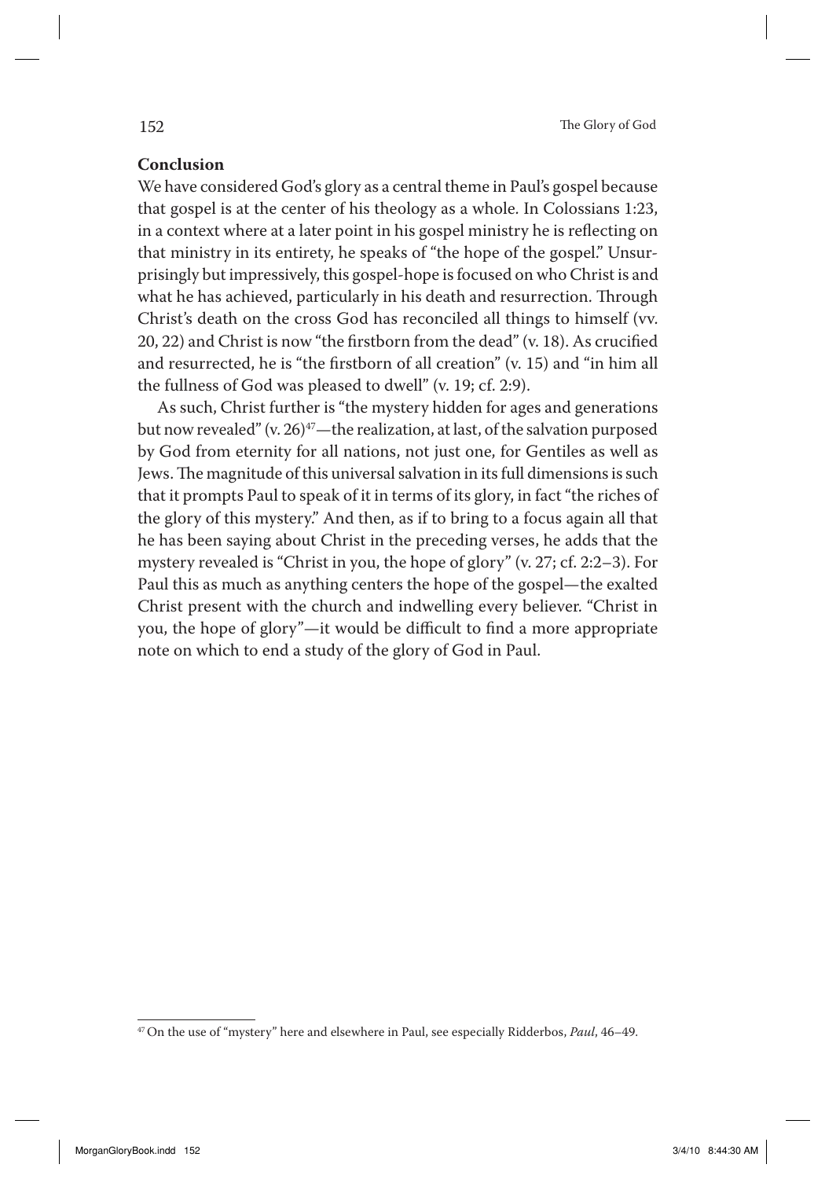**Conclusion**

We have considered God's glory as a central theme in Paul's gospel because that gospel is at the center of his theology as a whole. In Colossians 1:23, in a context where at a later point in his gospel ministry he is reflecting on that ministry in its entirety, he speaks of "the hope of the gospel." Unsurprisingly but impressively, this gospel-hope is focused on who Christ is and what he has achieved, particularly in his death and resurrection. Through Christ's death on the cross God has reconciled all things to himself (vv. 20, 22) and Christ is now "the firstborn from the dead" (v. 18). As crucified and resurrected, he is "the firstborn of all creation" (v. 15) and "in him all the fullness of God was pleased to dwell" (v. 19; cf. 2:9).

As such, Christ further is "the mystery hidden for ages and generations but now revealed" (v. 26)[47]—the realization, at last, of the salvation purposed by God from eternity for all nations, not just one, for Gentiles as well as Jews. The magnitude of this universal salvation in its full dimensions is such that it prompts Paul to speak of it in terms of its glory, in fact "the riches of the glory of this mystery." And then, as if to bring to a focus again all that he has been saying about Christ in the preceding verses, he adds that the mystery revealed is "Christ in you, the hope of glory" (v. 27; cf. 2:2–3). For Paul this as much as anything centers the hope of the gospel—the exalted Christ present with the church and indwelling every believer. "Christ in you, the hope of glory"—it would be difficult to find a more appropriate note on which to end a study of the glory of God in Paul.

---

[47] On the use of "mystery" here and elsewhere in Paul, see especially Ridderbos, *Paul*, 46–49.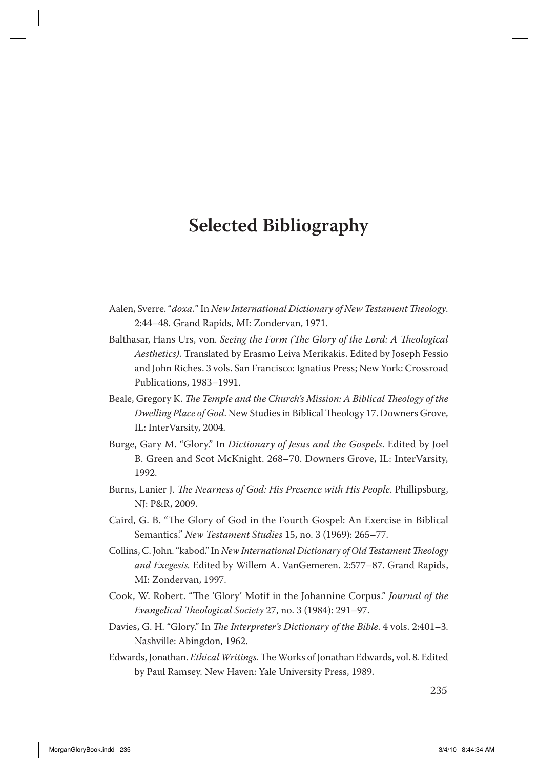# Selected Bibliography

Aalen, Sverre. "*doxa.*" In *New International Dictionary of New Testament Theology*. 2:44–48. Grand Rapids, MI: Zondervan, 1971.

Balthasar, Hans Urs, von. *Seeing the Form (The Glory of the Lord: A Theological Aesthetics).* Translated by Erasmo Leiva Merikakis. Edited by Joseph Fessio and John Riches. 3 vols. San Francisco: Ignatius Press; New York: Crossroad Publications, 1983–1991.

Beale, Gregory K. *The Temple and the Church's Mission: A Biblical Theology of the Dwelling Place of God*. New Studies in Biblical Theology 17. Downers Grove, IL: InterVarsity, 2004.

Burge, Gary M. "Glory." In *Dictionary of Jesus and the Gospels*. Edited by Joel B. Green and Scot McKnight. 268–70. Downers Grove, IL: InterVarsity, 1992.

Burns, Lanier J. *The Nearness of God: His Presence with His People*. Phillipsburg, NJ: P&R, 2009.

Caird, G. B. "The Glory of God in the Fourth Gospel: An Exercise in Biblical Semantics." *New Testament Studies* 15, no. 3 (1969): 265–77.

Collins, C. John. "kabod." In *New International Dictionary of Old Testament Theology and Exegesis.* Edited by Willem A. VanGemeren. 2:577–87. Grand Rapids, MI: Zondervan, 1997.

Cook, W. Robert. "The 'Glory' Motif in the Johannine Corpus." *Journal of the Evangelical Theological Society* 27, no. 3 (1984): 291–97.

Davies, G. H. "Glory." In *The Interpreter's Dictionary of the Bible*. 4 vols. 2:401–3. Nashville: Abingdon, 1962.

Edwards, Jonathan. *Ethical Writings.* The Works of Jonathan Edwards, vol. 8*.* Edited by Paul Ramsey. New Haven: Yale University Press, 1989.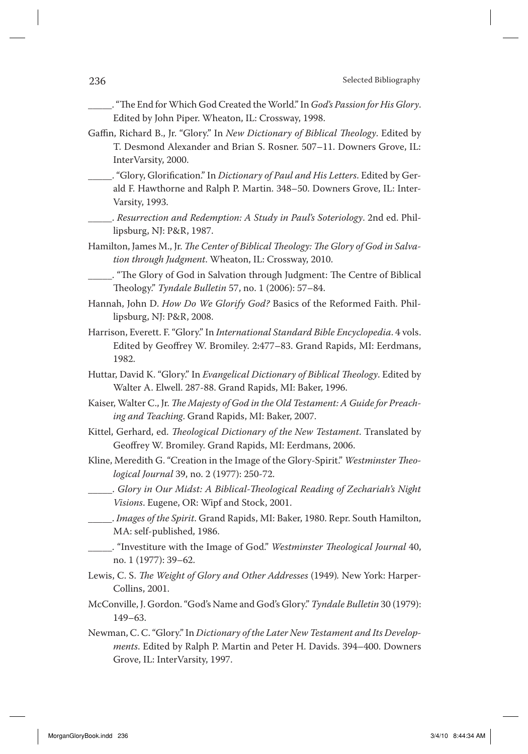_____. "The End for Which God Created the World." In *God's Passion for His Glory*. Edited by John Piper. Wheaton, IL: Crossway, 1998.

Gaffin, Richard B., Jr. "Glory." In *New Dictionary of Biblical Theology*. Edited by T. Desmond Alexander and Brian S. Rosner. 507–11. Downers Grove, IL: InterVarsity, 2000.

_____. "Glory, Glorification." In *Dictionary of Paul and His Letters*. Edited by Gerald F. Hawthorne and Ralph P. Martin. 348–50. Downers Grove, IL: InterVarsity, 1993.

_____. *Resurrection and Redemption: A Study in Paul's Soteriology*. 2nd ed. Phillipsburg, NJ: P&R, 1987.

Hamilton, James M., Jr. *The Center of Biblical Theology: The Glory of God in Salvation through Judgment*. Wheaton, IL: Crossway, 2010.

_____. "The Glory of God in Salvation through Judgment: The Centre of Biblical Theology." *Tyndale Bulletin* 57, no. 1 (2006): 57–84.

Hannah, John D. *How Do We Glorify God?* Basics of the Reformed Faith. Phillipsburg, NJ: P&R, 2008.

Harrison, Everett. F. "Glory." In *International Standard Bible Encyclopedia*. 4 vols. Edited by Geoffrey W. Bromiley. 2:477–83. Grand Rapids, MI: Eerdmans, 1982.

Huttar, David K. "Glory." In *Evangelical Dictionary of Biblical Theology*. Edited by Walter A. Elwell. 287-88. Grand Rapids, MI: Baker, 1996.

Kaiser, Walter C., Jr. *The Majesty of God in the Old Testament: A Guide for Preaching and Teaching*. Grand Rapids, MI: Baker, 2007.

Kittel, Gerhard, ed. *Theological Dictionary of the New Testament*. Translated by Geoffrey W. Bromiley. Grand Rapids, MI: Eerdmans, 2006.

Kline, Meredith G. "Creation in the Image of the Glory-Spirit." *Westminster Theological Journal* 39, no. 2 (1977): 250-72.

_____. *Glory in Our Midst: A Biblical-Theological Reading of Zechariah's Night Visions*. Eugene, OR: Wipf and Stock, 2001.

_____. *Images of the Spirit*. Grand Rapids, MI: Baker, 1980. Repr. South Hamilton, MA: self-published, 1986.

_____. "Investiture with the Image of God." *Westminster Theological Journal* 40, no. 1 (1977): 39–62.

Lewis, C. S. *The Weight of Glory and Other Addresses* (1949). New York: HarperCollins, 2001.

McConville, J. Gordon. "God's Name and God's Glory." *Tyndale Bulletin* 30 (1979): 149–63.

Newman, C. C. "Glory." In *Dictionary of the Later New Testament and Its Developments*. Edited by Ralph P. Martin and Peter H. Davids. 394–400. Downers Grove, IL: InterVarsity, 1997.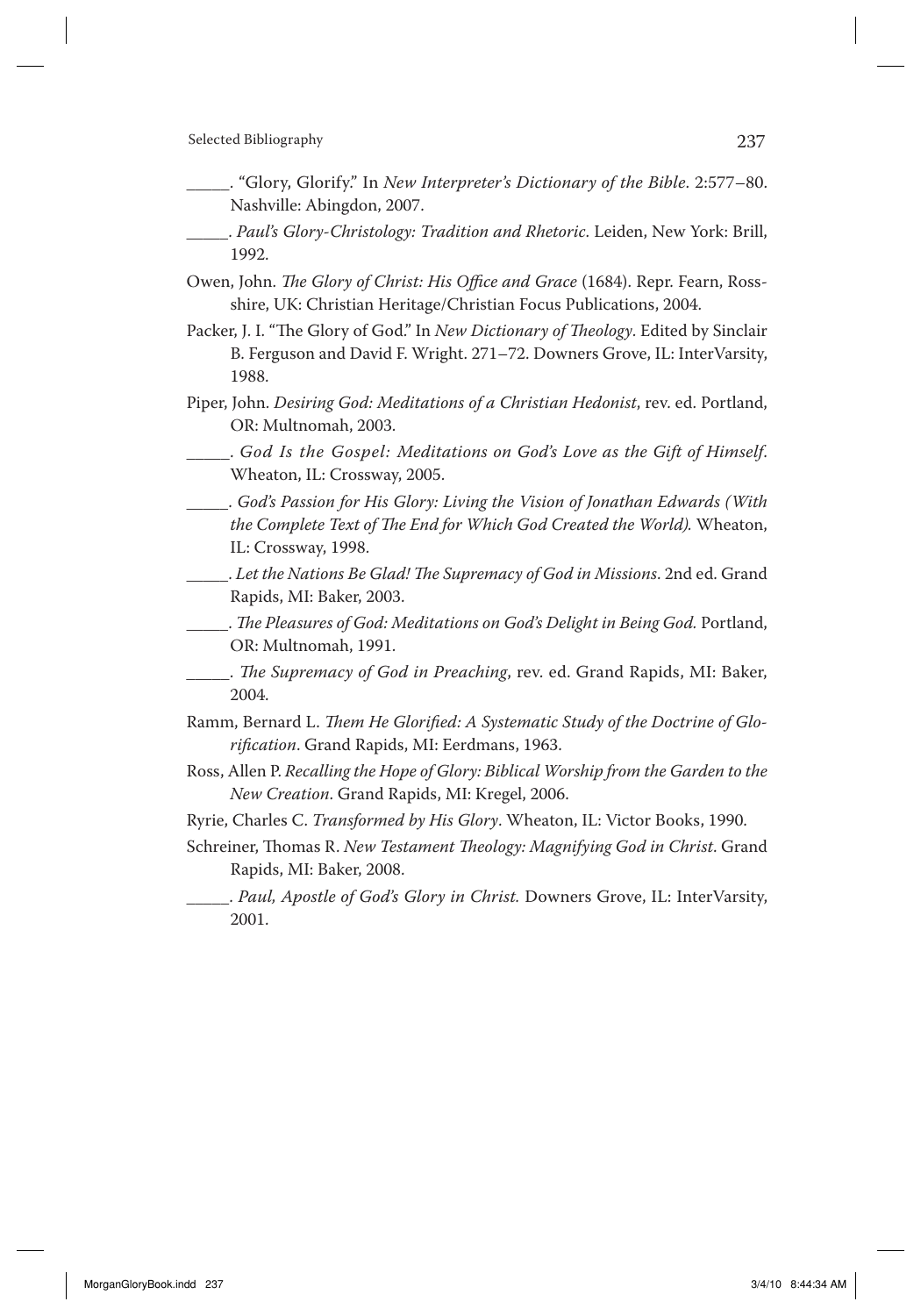_____. "Glory, Glorify." In *New Interpreter's Dictionary of the Bible*. 2:577–80. Nashville: Abingdon, 2007.

_____. *Paul's Glory-Christology: Tradition and Rhetoric*. Leiden, New York: Brill, 1992.

Owen, John. *The Glory of Christ: His Office and Grace* (1684). Repr. Fearn, Ross-shire, UK: Christian Heritage/Christian Focus Publications, 2004.

Packer, J. I. "The Glory of God." In *New Dictionary of Theology*. Edited by Sinclair B. Ferguson and David F. Wright. 271–72. Downers Grove, IL: InterVarsity, 1988.

Piper, John. *Desiring God: Meditations of a Christian Hedonist*, rev. ed. Portland, OR: Multnomah, 2003.

_____. *God Is the Gospel: Meditations on God's Love as the Gift of Himself*. Wheaton, IL: Crossway, 2005.

_____. *God's Passion for His Glory: Living the Vision of Jonathan Edwards (With the Complete Text of The End for Which God Created the World).* Wheaton, IL: Crossway, 1998.

_____. *Let the Nations Be Glad! The Supremacy of God in Missions*. 2nd ed. Grand Rapids, MI: Baker, 2003.

_____. *The Pleasures of God: Meditations on God's Delight in Being God.* Portland, OR: Multnomah, 1991.

_____. *The Supremacy of God in Preaching*, rev. ed. Grand Rapids, MI: Baker, 2004.

Ramm, Bernard L. *Them He Glorified: A Systematic Study of the Doctrine of Glorification*. Grand Rapids, MI: Eerdmans, 1963.

Ross, Allen P. *Recalling the Hope of Glory: Biblical Worship from the Garden to the New Creation*. Grand Rapids, MI: Kregel, 2006.

Ryrie, Charles C. *Transformed by His Glory*. Wheaton, IL: Victor Books, 1990.

Schreiner, Thomas R. *New Testament Theology: Magnifying God in Christ*. Grand Rapids, MI: Baker, 2008.

_____. *Paul, Apostle of God's Glory in Christ.* Downers Grove, IL: InterVarsity, 2001.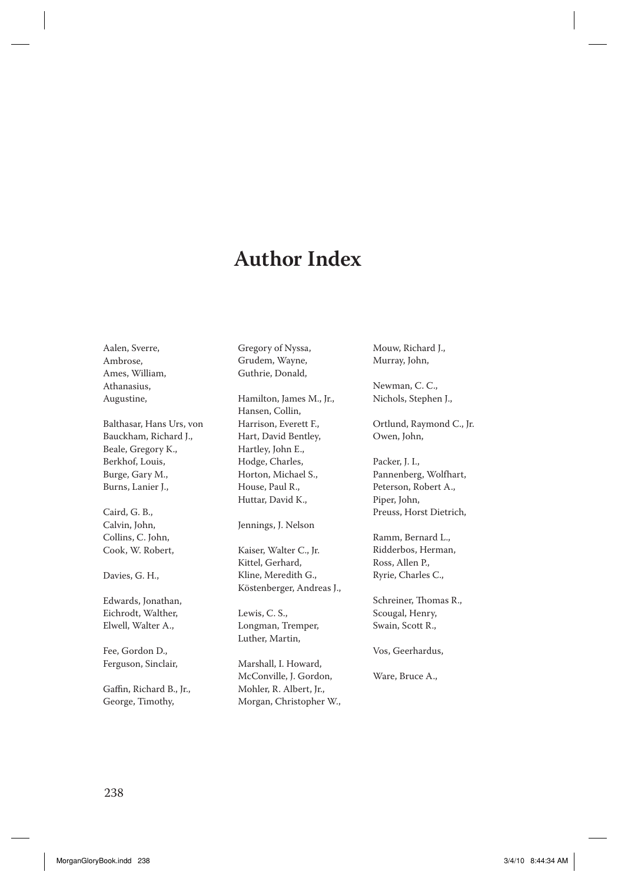# Author Index

Aalen, Sverre,
Ambrose,
Ames, William,
Athanasius,
Augustine,

Balthasar, Hans Urs, von
Bauckham, Richard J.,
Beale, Gregory K.,
Berkhof, Louis,
Burge, Gary M.,
Burns, Lanier J.,

Caird, G. B.,
Calvin, John,
Collins, C. John,
Cook, W. Robert,

Davies, G. H.,

Edwards, Jonathan,
Eichrodt, Walther,
Elwell, Walter A.,

Fee, Gordon D.,
Ferguson, Sinclair,

Gaffin, Richard B., Jr.,
George, Timothy,
Gregory of Nyssa,
Grudem, Wayne,
Guthrie, Donald,

Hamilton, James M., Jr.,
Hansen, Collin,
Harrison, Everett F.,
Hart, David Bentley,
Hartley, John E.,
Hodge, Charles,
Horton, Michael S.,
House, Paul R.,
Huttar, David K.,

Jennings, J. Nelson

Kaiser, Walter C., Jr.
Kittel, Gerhard,
Kline, Meredith G.,
Köstenberger, Andreas J.,

Lewis, C. S.,
Longman, Tremper,
Luther, Martin,

Marshall, I. Howard,
McConville, J. Gordon,
Mohler, R. Albert, Jr.,
Morgan, Christopher W.,
Mouw, Richard J.,
Murray, John,

Newman, C. C.,
Nichols, Stephen J.,

Ortlund, Raymond C., Jr.
Owen, John,

Packer, J. I.,
Pannenberg, Wolfhart,
Peterson, Robert A.,
Piper, John,
Preuss, Horst Dietrich,

Ramm, Bernard L.,
Ridderbos, Herman,
Ross, Allen P.,
Ryrie, Charles C.,

Schreiner, Thomas R.,
Scougal, Henry,
Swain, Scott R.,

Vos, Geerhardus,

Ware, Bruce A.,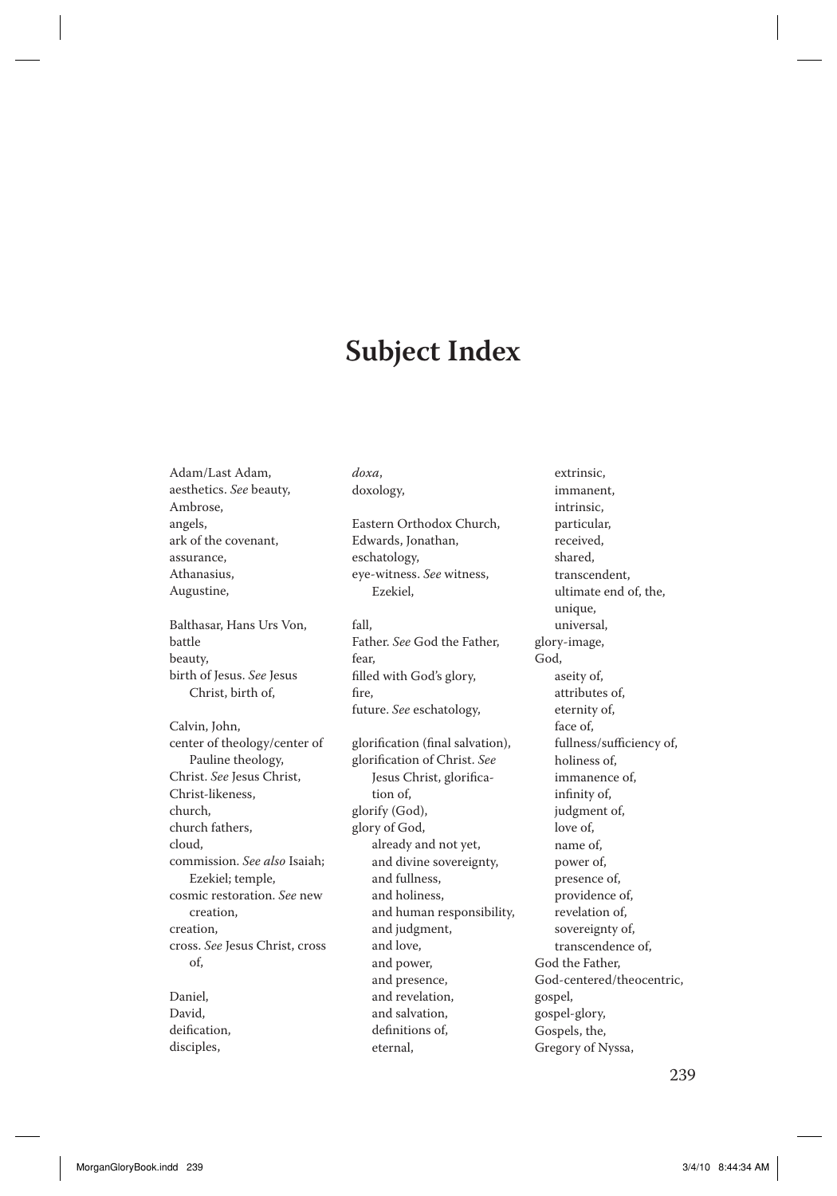# Subject Index

Adam/Last Adam,
aesthetics. *See* beauty,
Ambrose,
angels,
ark of the covenant,
assurance,
Athanasius,
Augustine,

Balthasar, Hans Urs Von,
battle
beauty,
birth of Jesus. *See* Jesus Christ, birth of,

Calvin, John,
center of theology/center of Pauline theology,
Christ. *See* Jesus Christ,
Christ-likeness,
church,
church fathers,
cloud,
commission. *See also* Isaiah; Ezekiel; temple,
cosmic restoration. *See* new creation,
creation,
cross. *See* Jesus Christ, cross of,

Daniel,
David,
deification,
disciples,

*doxa*,
doxology,

Eastern Orthodox Church,
Edwards, Jonathan,
eschatology,
eye-witness. *See* witness,
    Ezekiel,

fall,
Father. *See* God the Father,
fear,
filled with God's glory,
fire,
future. *See* eschatology,

glorification (final salvation),
glorification of Christ. *See* Jesus Christ, glorification of,
glorify (God),
glory of God,
- already and not yet,
- and divine sovereignty,
- and fullness,
- and holiness,
- and human responsibility,
- and judgment,
- and love,
- and power,
- and presence,
- and revelation,
- and salvation,
- definitions of,
- eternal,
- extrinsic,
- immanent,
- intrinsic,
- particular,
- received,
- shared,
- transcendent,
- ultimate end of, the,
- unique,
- universal,

glory-image,
God,
- aseity of,
- attributes of,
- eternity of,
- face of,
- fullness/sufficiency of,
- holiness of,
- immanence of,
- infinity of,
- judgment of,
- love of,
- name of,
- power of,
- presence of,
- providence of,
- revelation of,
- sovereignty of,
- transcendence of,

God the Father,
God-centered/theocentric,
gospel,
gospel-glory,
Gospels, the,
Gregory of Nyssa,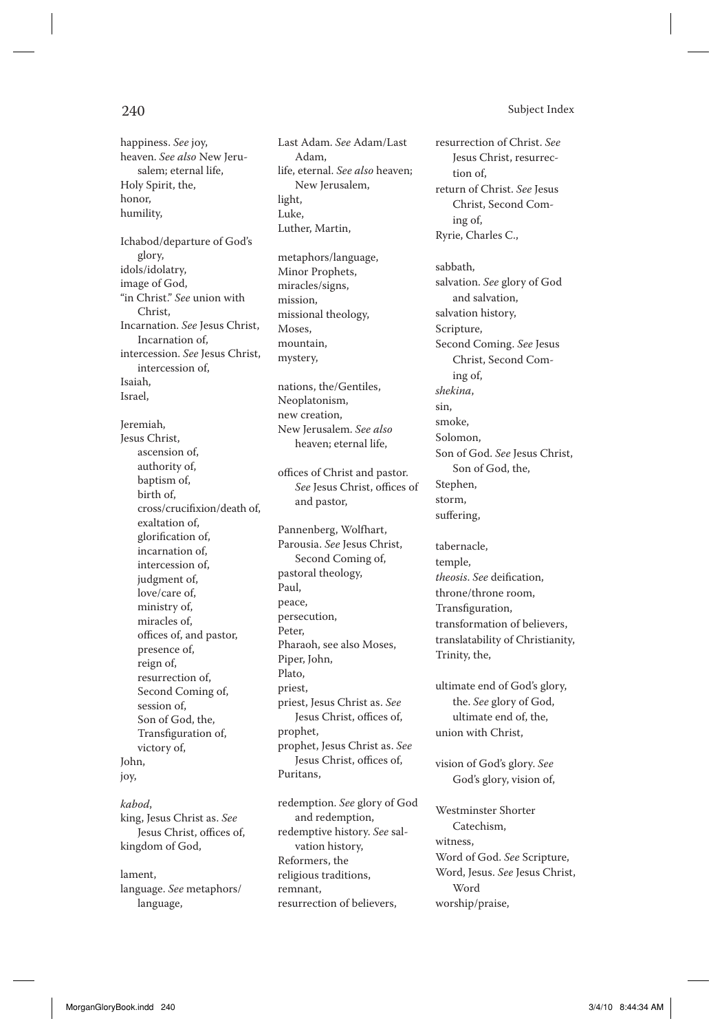happiness. *See* joy,
heaven. *See also* New Jerusalem; eternal life,
Holy Spirit, the,
honor,
humility,

Ichabod/departure of God's glory,
idols/idolatry,
image of God,
"in Christ." *See* union with Christ,
Incarnation. *See* Jesus Christ, Incarnation of,
intercession. *See* Jesus Christ, intercession of,
Isaiah,
Israel,

Jeremiah,
Jesus Christ,
- ascension of,
- authority of,
- baptism of,
- birth of,
- cross/crucifixion/death of,
- exaltation of,
- glorification of,
- incarnation of,
- intercession of,
- judgment of,
- love/care of,
- ministry of,
- miracles of,
- offices of, and pastor,
- presence of,
- reign of,
- resurrection of,
- Second Coming of,
- session of,
- Son of God, the,
- Transfiguration of,
- victory of,

John,
joy,

*kabod*,
king, Jesus Christ as. *See* Jesus Christ, offices of,
kingdom of God,

lament,
language. *See* metaphors/language,
Last Adam. *See* Adam/Last Adam,
life, eternal. *See also* heaven; New Jerusalem,
light,
Luke,
Luther, Martin,

metaphors/language,
Minor Prophets,
miracles/signs,
mission,
missional theology,
Moses,
mountain,
mystery,

nations, the/Gentiles,
Neoplatonism,
new creation,
New Jerusalem. *See also* heaven; eternal life,

offices of Christ and pastor. *See* Jesus Christ, offices of and pastor,

Pannenberg, Wolfhart,
Parousia. *See* Jesus Christ, Second Coming of,
pastoral theology,
Paul,
peace,
persecution,
Peter,
Pharaoh, see also Moses,
Piper, John,
Plato,
priest,
priest, Jesus Christ as. *See* Jesus Christ, offices of,
prophet,
prophet, Jesus Christ as. *See* Jesus Christ, offices of,
Puritans,

redemption. *See* glory of God and redemption,
redemptive history. *See* salvation history,
Reformers, the
religious traditions,
remnant,
resurrection of believers,
resurrection of Christ. *See* Jesus Christ, resurrection of,
return of Christ. *See* Jesus Christ, Second Coming of,
Ryrie, Charles C.,

sabbath,
salvation. *See* glory of God and salvation,
salvation history,
Scripture,
Second Coming. *See* Jesus Christ, Second Coming of,
*shekina*,
sin,
smoke,
Solomon,
Son of God. *See* Jesus Christ, Son of God, the,
Stephen,
storm,
suffering,

tabernacle,
temple,
*theosis*. *See* deification,
throne/throne room,
Transfiguration,
transformation of believers,
translatability of Christianity,
Trinity, the,

ultimate end of God's glory, the. *See* glory of God, ultimate end of, the,
union with Christ,

vision of God's glory. *See* God's glory, vision of,

Westminster Shorter Catechism,
witness,
Word of God. *See* Scripture,
Word, Jesus. *See* Jesus Christ, Word
worship/praise,